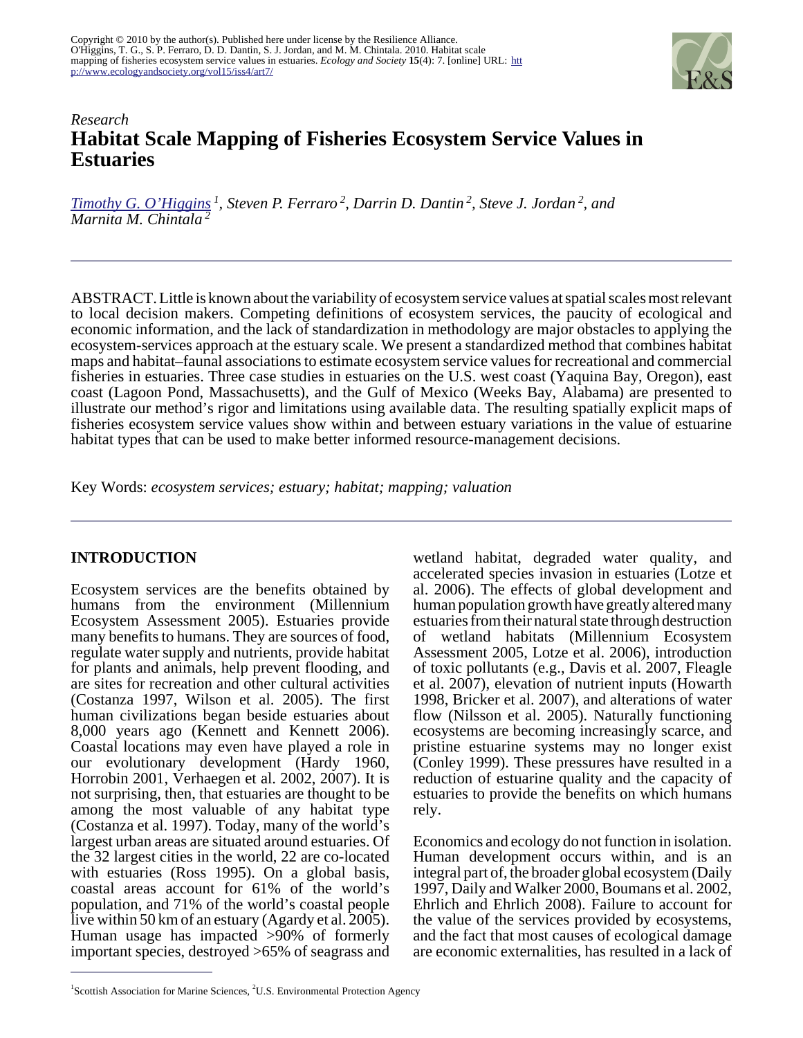Copyright © 2010 by the author(s). Published here under license by the Resilience Alliance.
O'Higgins, T. G., S. P. Ferraro, D. D. Dantin, S. J. Jordan, and M. M. Chintala. 2010. Habitat scale mapping of fisheries ecosystem service values in estuaries. *Ecology and Society* **15**(4): 7. [online] URL: http://www.ecologyandsociety.org/vol15/iss4/art7/

*Research*

# Habitat Scale Mapping of Fisheries Ecosystem Service Values in Estuaries

*Timothy G. O'Higgins [1], Steven P. Ferraro [2], Darrin D. Dantin [2], Steve J. Jordan [2], and Marnita M. Chintala [2]*

ABSTRACT. Little is known about the variability of ecosystem service values at spatial scales most relevant to local decision makers. Competing definitions of ecosystem services, the paucity of ecological and economic information, and the lack of standardization in methodology are major obstacles to applying the ecosystem-services approach at the estuary scale. We present a standardized method that combines habitat maps and habitat–faunal associations to estimate ecosystem service values for recreational and commercial fisheries in estuaries. Three case studies in estuaries on the U.S. west coast (Yaquina Bay, Oregon), east coast (Lagoon Pond, Massachusetts), and the Gulf of Mexico (Weeks Bay, Alabama) are presented to illustrate our method's rigor and limitations using available data. The resulting spatially explicit maps of fisheries ecosystem service values show within and between estuary variations in the value of estuarine habitat types that can be used to make better informed resource-management decisions.

Key Words: *ecosystem services; estuary; habitat; mapping; valuation*

## INTRODUCTION

Ecosystem services are the benefits obtained by humans from the environment (Millennium Ecosystem Assessment 2005). Estuaries provide many benefits to humans. They are sources of food, regulate water supply and nutrients, provide habitat for plants and animals, help prevent flooding, and are sites for recreation and other cultural activities (Costanza 1997, Wilson et al. 2005). The first human civilizations began beside estuaries about 8,000 years ago (Kennett and Kennett 2006). Coastal locations may even have played a role in our evolutionary development (Hardy 1960, Horrobin 2001, Verhaegen et al. 2002, 2007). It is not surprising, then, that estuaries are thought to be among the most valuable of any habitat type (Costanza et al. 1997). Today, many of the world's largest urban areas are situated around estuaries. Of the 32 largest cities in the world, 22 are co-located with estuaries (Ross 1995). On a global basis, coastal areas account for 61% of the world's population, and 71% of the world's coastal people live within 50 km of an estuary (Agardy et al. 2005). Human usage has impacted >90% of formerly important species, destroyed >65% of seagrass and wetland habitat, degraded water quality, and accelerated species invasion in estuaries (Lotze et al. 2006). The effects of global development and human population growth have greatly altered many estuaries from their natural state through destruction of wetland habitats (Millennium Ecosystem Assessment 2005, Lotze et al. 2006), introduction of toxic pollutants (e.g., Davis et al. 2007, Fleagle et al. 2007), elevation of nutrient inputs (Howarth 1998, Bricker et al. 2007), and alterations of water flow (Nilsson et al. 2005). Naturally functioning ecosystems are becoming increasingly scarce, and pristine estuarine systems may no longer exist (Conley 1999). These pressures have resulted in a reduction of estuarine quality and the capacity of estuaries to provide the benefits on which humans rely.

Economics and ecology do not function in isolation. Human development occurs within, and is an integral part of, the broader global ecosystem (Daily 1997, Daily and Walker 2000, Boumans et al. 2002, Ehrlich and Ehrlich 2008). Failure to account for the value of the services provided by ecosystems, and the fact that most causes of ecological damage are economic externalities, has resulted in a lack of

[1] Scottish Association for Marine Sciences, [2] U.S. Environmental Protection Agency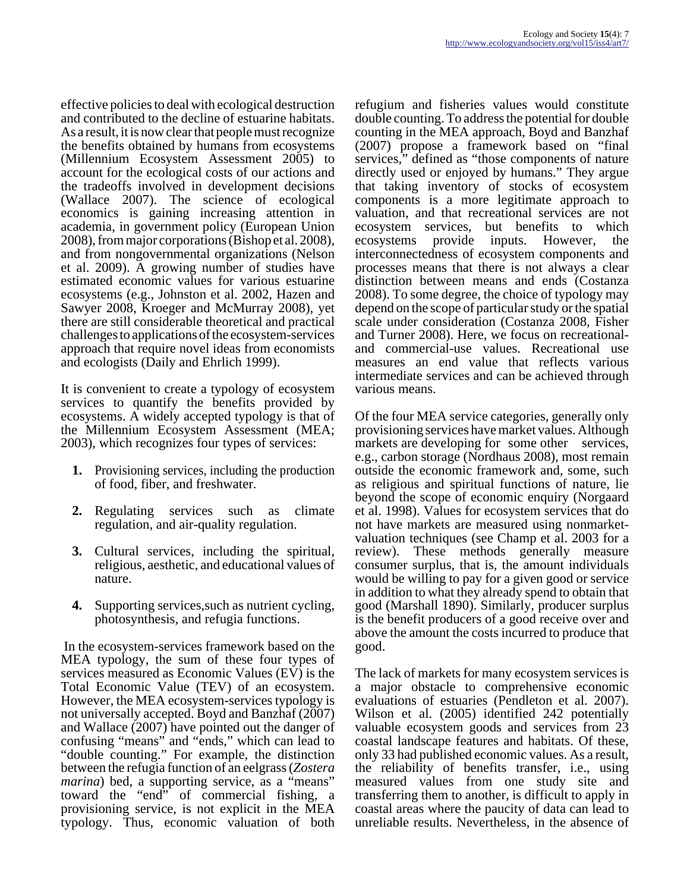effective policies to deal with ecological destruction and contributed to the decline of estuarine habitats. As a result, it is now clear that people must recognize the benefits obtained by humans from ecosystems (Millennium Ecosystem Assessment 2005) to account for the ecological costs of our actions and the tradeoffs involved in development decisions (Wallace 2007). The science of ecological economics is gaining increasing attention in academia, in government policy (European Union 2008), from major corporations (Bishop et al. 2008), and from nongovernmental organizations (Nelson et al. 2009). A growing number of studies have estimated economic values for various estuarine ecosystems (e.g., Johnston et al. 2002, Hazen and Sawyer 2008, Kroeger and McMurray 2008), yet there are still considerable theoretical and practical challenges to applications of the ecosystem-services approach that require novel ideas from economists and ecologists (Daily and Ehrlich 1999).

It is convenient to create a typology of ecosystem services to quantify the benefits provided by ecosystems. A widely accepted typology is that of the Millennium Ecosystem Assessment (MEA; 2003), which recognizes four types of services:

1. Provisioning services, including the production of food, fiber, and freshwater.
2. Regulating services such as climate regulation, and air-quality regulation.
3. Cultural services, including the spiritual, religious, aesthetic, and educational values of nature.
4. Supporting services,such as nutrient cycling, photosynthesis, and refugia functions.

In the ecosystem-services framework based on the MEA typology, the sum of these four types of services measured as Economic Values (EV) is the Total Economic Value (TEV) of an ecosystem. However, the MEA ecosystem-services typology is not universally accepted. Boyd and Banzhaf (2007) and Wallace (2007) have pointed out the danger of confusing "means" and "ends," which can lead to "double counting." For example, the distinction between the refugia function of an eelgrass (*Zostera marina*) bed, a supporting service, as a "means" toward the "end" of commercial fishing, a provisioning service, is not explicit in the MEA typology. Thus, economic valuation of both refugium and fisheries values would constitute double counting. To address the potential for double counting in the MEA approach, Boyd and Banzhaf (2007) propose a framework based on "final services," defined as "those components of nature directly used or enjoyed by humans." They argue that taking inventory of stocks of ecosystem components is a more legitimate approach to valuation, and that recreational services are not ecosystem services, but benefits to which ecosystems provide inputs. However, the interconnectedness of ecosystem components and processes means that there is not always a clear distinction between means and ends (Costanza 2008). To some degree, the choice of typology may depend on the scope of particular study or the spatial scale under consideration (Costanza 2008, Fisher and Turner 2008). Here, we focus on recreational- and commercial-use values. Recreational use measures an end value that reflects various intermediate services and can be achieved through various means.

Of the four MEA service categories, generally only provisioning services have market values. Although markets are developing for some other services, e.g., carbon storage (Nordhaus 2008), most remain outside the economic framework and, some, such as religious and spiritual functions of nature, lie beyond the scope of economic enquiry (Norgaard et al. 1998). Values for ecosystem services that do not have markets are measured using nonmarket-valuation techniques (see Champ et al. 2003 for a review). These methods generally measure consumer surplus, that is, the amount individuals would be willing to pay for a given good or service in addition to what they already spend to obtain that good (Marshall 1890). Similarly, producer surplus is the benefit producers of a good receive over and above the amount the costs incurred to produce that good.

The lack of markets for many ecosystem services is a major obstacle to comprehensive economic evaluations of estuaries (Pendleton et al. 2007). Wilson et al. (2005) identified 242 potentially valuable ecosystem goods and services from 23 coastal landscape features and habitats. Of these, only 33 had published economic values. As a result, the reliability of benefits transfer, i.e., using measured values from one study site and transferring them to another, is difficult to apply in coastal areas where the paucity of data can lead to unreliable results. Nevertheless, in the absence of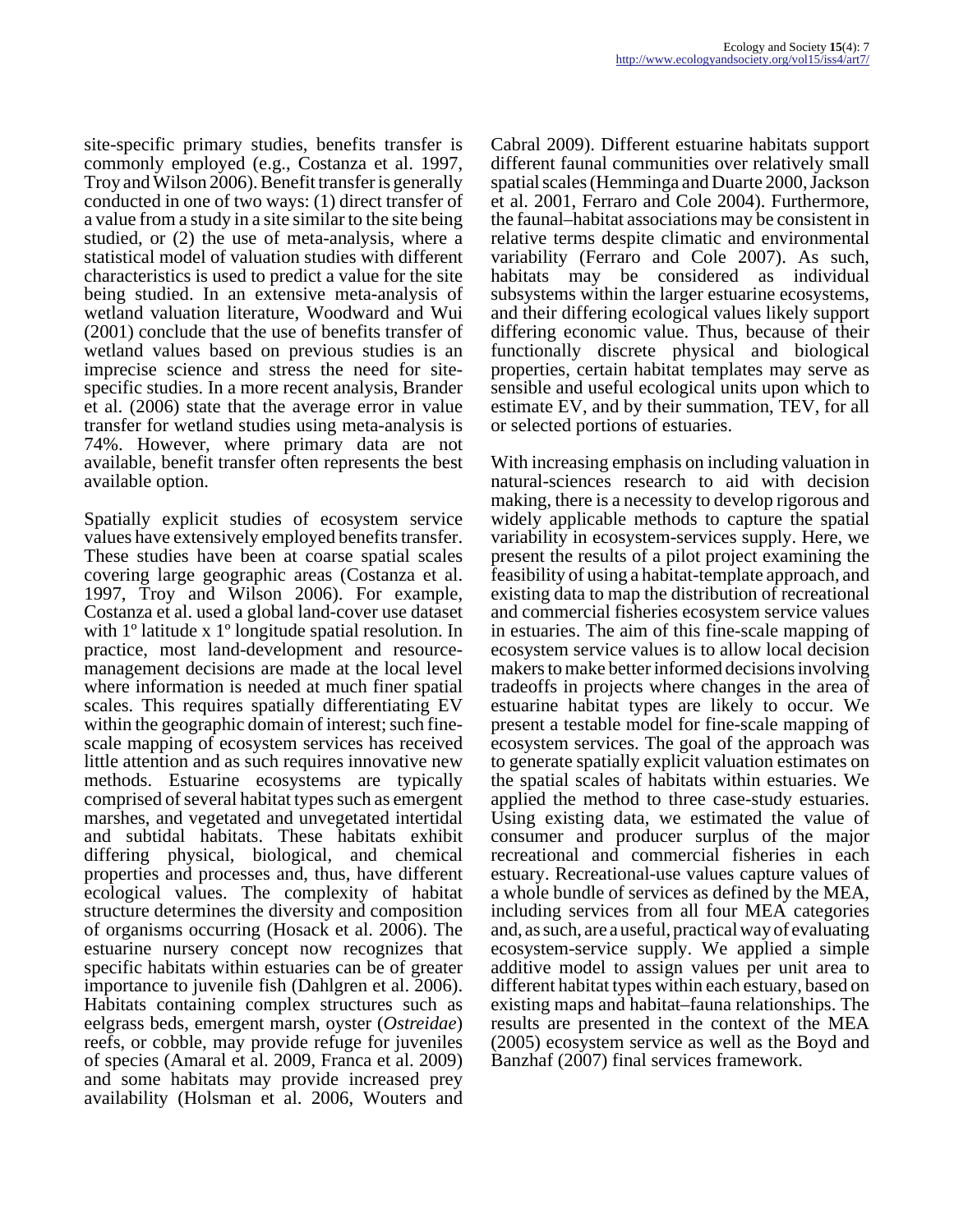site-specific primary studies, benefits transfer is commonly employed (e.g., Costanza et al. 1997, Troy and Wilson 2006). Benefit transfer is generally conducted in one of two ways: (1) direct transfer of a value from a study in a site similar to the site being studied, or (2) the use of meta-analysis, where a statistical model of valuation studies with different characteristics is used to predict a value for the site being studied. In an extensive meta-analysis of wetland valuation literature, Woodward and Wui (2001) conclude that the use of benefits transfer of wetland values based on previous studies is an imprecise science and stress the need for site-specific studies. In a more recent analysis, Brander et al. (2006) state that the average error in value transfer for wetland studies using meta-analysis is 74%. However, where primary data are not available, benefit transfer often represents the best available option.

Spatially explicit studies of ecosystem service values have extensively employed benefits transfer. These studies have been at coarse spatial scales covering large geographic areas (Costanza et al. 1997, Troy and Wilson 2006). For example, Costanza et al. used a global land-cover use dataset with 1º latitude x 1º longitude spatial resolution. In practice, most land-development and resource-management decisions are made at the local level where information is needed at much finer spatial scales. This requires spatially differentiating EV within the geographic domain of interest; such fine-scale mapping of ecosystem services has received little attention and as such requires innovative new methods. Estuarine ecosystems are typically comprised of several habitat types such as emergent marshes, and vegetated and unvegetated intertidal and subtidal habitats. These habitats exhibit differing physical, biological, and chemical properties and processes and, thus, have different ecological values. The complexity of habitat structure determines the diversity and composition of organisms occurring (Hosack et al. 2006). The estuarine nursery concept now recognizes that specific habitats within estuaries can be of greater importance to juvenile fish (Dahlgren et al. 2006). Habitats containing complex structures such as eelgrass beds, emergent marsh, oyster (*Ostreidae*) reefs, or cobble, may provide refuge for juveniles of species (Amaral et al. 2009, Franca et al. 2009) and some habitats may provide increased prey availability (Holsman et al. 2006, Wouters and Cabral 2009). Different estuarine habitats support different faunal communities over relatively small spatial scales (Hemminga and Duarte 2000, Jackson et al. 2001, Ferraro and Cole 2004). Furthermore, the faunal–habitat associations may be consistent in relative terms despite climatic and environmental variability (Ferraro and Cole 2007). As such, habitats may be considered as individual subsystems within the larger estuarine ecosystems, and their differing ecological values likely support differing economic value. Thus, because of their functionally discrete physical and biological properties, certain habitat templates may serve as sensible and useful ecological units upon which to estimate EV, and by their summation, TEV, for all or selected portions of estuaries.

With increasing emphasis on including valuation in natural-sciences research to aid with decision making, there is a necessity to develop rigorous and widely applicable methods to capture the spatial variability in ecosystem-services supply. Here, we present the results of a pilot project examining the feasibility of using a habitat-template approach, and existing data to map the distribution of recreational and commercial fisheries ecosystem service values in estuaries. The aim of this fine-scale mapping of ecosystem service values is to allow local decision makers to make better informed decisions involving tradeoffs in projects where changes in the area of estuarine habitat types are likely to occur. We present a testable model for fine-scale mapping of ecosystem services. The goal of the approach was to generate spatially explicit valuation estimates on the spatial scales of habitats within estuaries. We applied the method to three case-study estuaries. Using existing data, we estimated the value of consumer and producer surplus of the major recreational and commercial fisheries in each estuary. Recreational-use values capture values of a whole bundle of services as defined by the MEA, including services from all four MEA categories and, as such, are a useful, practical way of evaluating ecosystem-service supply. We applied a simple additive model to assign values per unit area to different habitat types within each estuary, based on existing maps and habitat–fauna relationships. The results are presented in the context of the MEA (2005) ecosystem service as well as the Boyd and Banzhaf (2007) final services framework.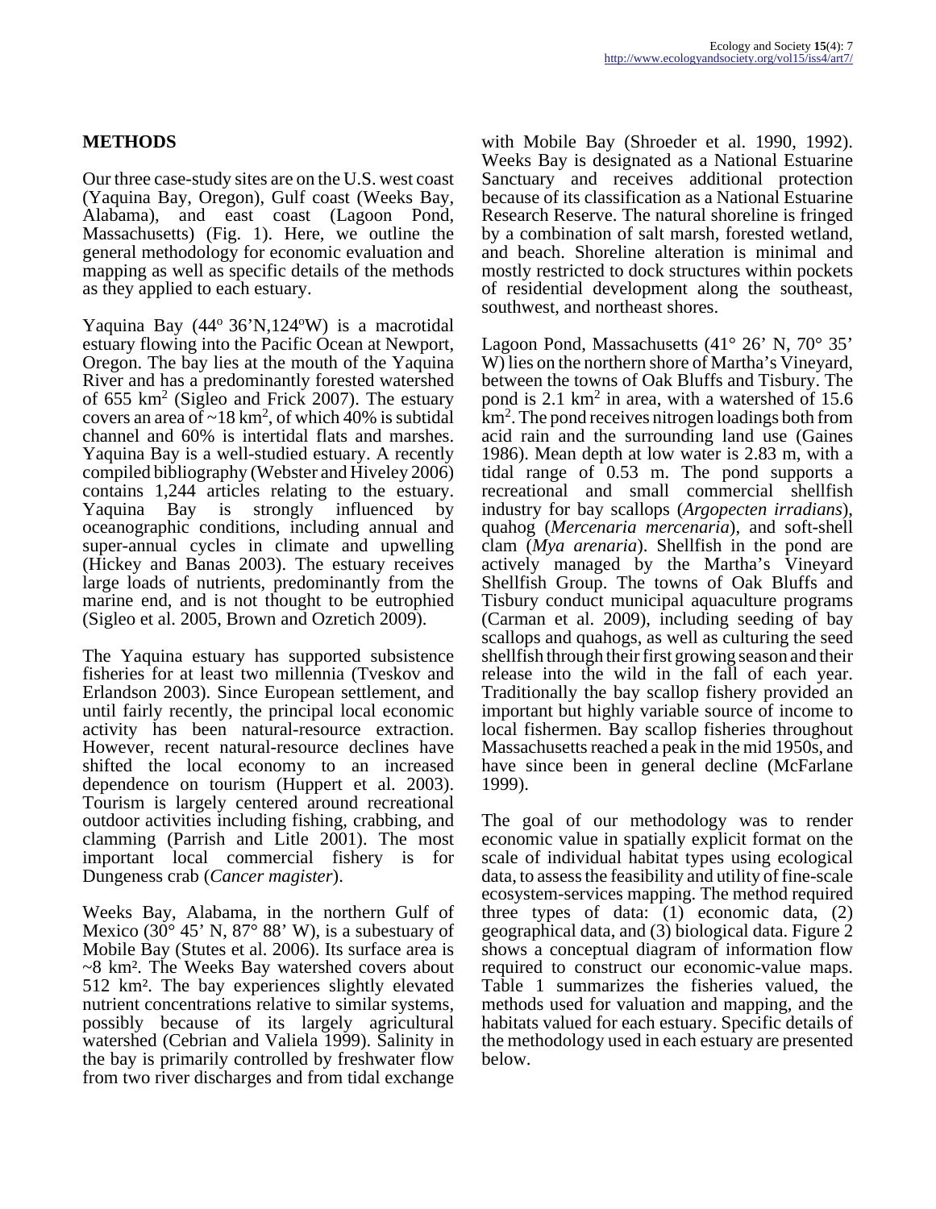## METHODS

Our three case-study sites are on the U.S. west coast (Yaquina Bay, Oregon), Gulf coast (Weeks Bay, Alabama), and east coast (Lagoon Pond, Massachusetts) (Fig. 1). Here, we outline the general methodology for economic evaluation and mapping as well as specific details of the methods as they applied to each estuary.

Yaquina Bay (44º 36'N,124ºW) is a macrotidal estuary flowing into the Pacific Ocean at Newport, Oregon. The bay lies at the mouth of the Yaquina River and has a predominantly forested watershed of 655 $km^2$ (Sigleo and Frick 2007). The estuary covers an area of ~18 $km^2$, of which 40% is subtidal channel and 60% is intertidal flats and marshes. Yaquina Bay is a well-studied estuary. A recently compiled bibliography (Webster and Hiveley 2006) contains 1,244 articles relating to the estuary. Yaquina Bay is strongly influenced by oceanographic conditions, including annual and super-annual cycles in climate and upwelling (Hickey and Banas 2003). The estuary receives large loads of nutrients, predominantly from the marine end, and is not thought to be eutrophied (Sigleo et al. 2005, Brown and Ozretich 2009).

The Yaquina estuary has supported subsistence fisheries for at least two millennia (Tveskov and Erlandson 2003). Since European settlement, and until fairly recently, the principal local economic activity has been natural-resource extraction. However, recent natural-resource declines have shifted the local economy to an increased dependence on tourism (Huppert et al. 2003). Tourism is largely centered around recreational outdoor activities including fishing, crabbing, and clamming (Parrish and Litle 2001). The most important local commercial fishery is for Dungeness crab (*Cancer magister*).

Weeks Bay, Alabama, in the northern Gulf of Mexico (30° 45' N, 87° 88' W), is a subestuary of Mobile Bay (Stutes et al. 2006). Its surface area is ~8 $km^2$. The Weeks Bay watershed covers about 512 $km^2$. The bay experiences slightly elevated nutrient concentrations relative to similar systems, possibly because of its largely agricultural watershed (Cebrian and Valiela 1999). Salinity in the bay is primarily controlled by freshwater flow from two river discharges and from tidal exchange with Mobile Bay (Shroeder et al. 1990, 1992). Weeks Bay is designated as a National Estuarine Sanctuary and receives additional protection because of its classification as a National Estuarine Research Reserve. The natural shoreline is fringed by a combination of salt marsh, forested wetland, and beach. Shoreline alteration is minimal and mostly restricted to dock structures within pockets of residential development along the southeast, southwest, and northeast shores.

Lagoon Pond, Massachusetts (41° 26' N, 70° 35' W) lies on the northern shore of Martha's Vineyard, between the towns of Oak Bluffs and Tisbury. The pond is 2.1 $km^2$ in area, with a watershed of 15.6 $km^2$. The pond receives nitrogen loadings both from acid rain and the surrounding land use (Gaines 1986). Mean depth at low water is 2.83 m, with a tidal range of 0.53 m. The pond supports a recreational and small commercial shellfish industry for bay scallops (*Argopecten irradians*), quahog (*Mercenaria mercenaria*), and soft-shell clam (*Mya arenaria*). Shellfish in the pond are actively managed by the Martha's Vineyard Shellfish Group. The towns of Oak Bluffs and Tisbury conduct municipal aquaculture programs (Carman et al. 2009), including seeding of bay scallops and quahogs, as well as culturing the seed shellfish through their first growing season and their release into the wild in the fall of each year. Traditionally the bay scallop fishery provided an important but highly variable source of income to local fishermen. Bay scallop fisheries throughout Massachusetts reached a peak in the mid 1950s, and have since been in general decline (McFarlane 1999).

The goal of our methodology was to render economic value in spatially explicit format on the scale of individual habitat types using ecological data, to assess the feasibility and utility of fine-scale ecosystem-services mapping. The method required three types of data: (1) economic data, (2) geographical data, and (3) biological data. Figure 2 shows a conceptual diagram of information flow required to construct our economic-value maps. Table 1 summarizes the fisheries valued, the methods used for valuation and mapping, and the habitats valued for each estuary. Specific details of the methodology used in each estuary are presented below.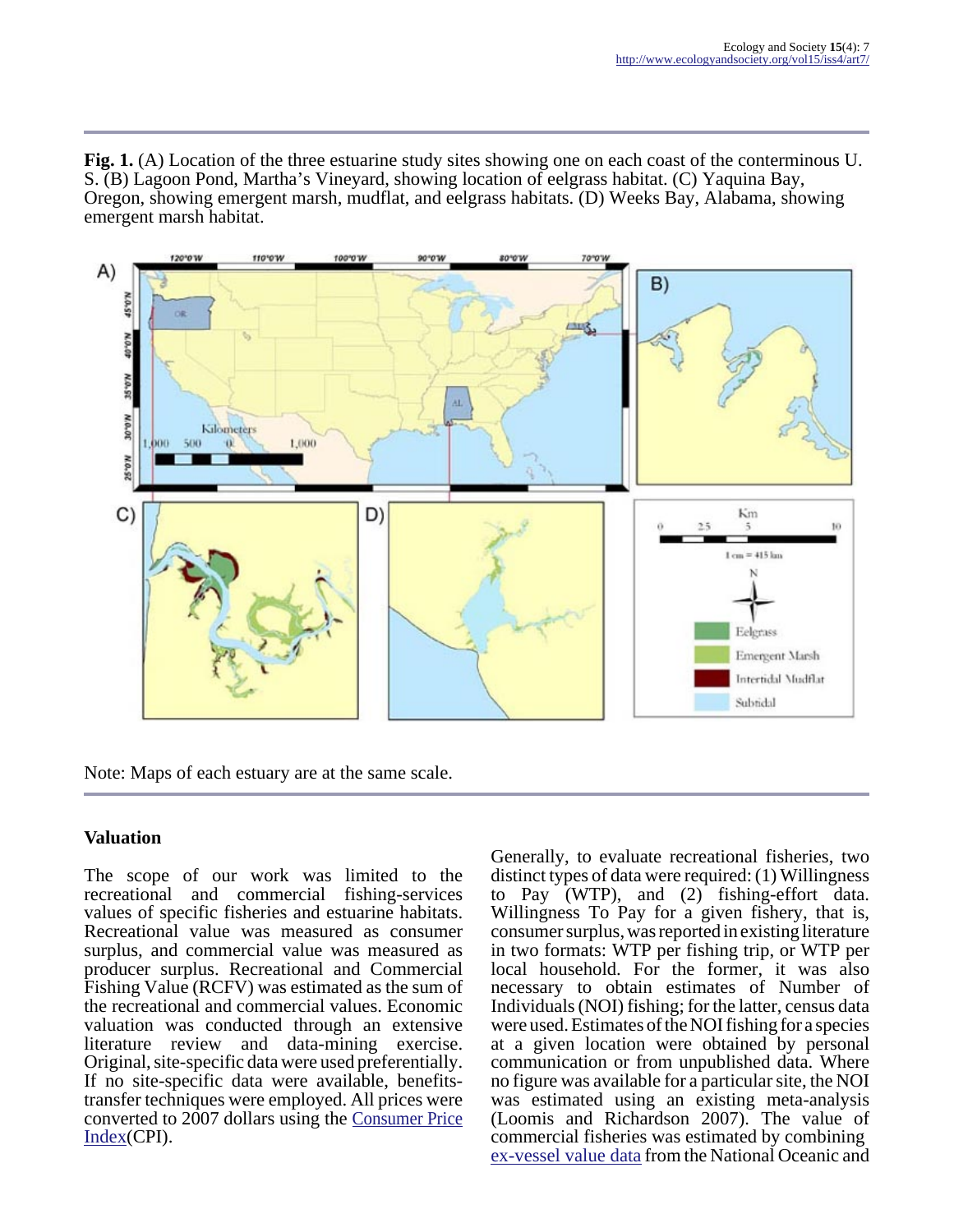**Fig. 1.** (A) Location of the three estuarine study sites showing one on each coast of the conterminous U. S. (B) Lagoon Pond, Martha's Vineyard, showing location of eelgrass habitat. (C) Yaquina Bay, Oregon, showing emergent marsh, mudflat, and eelgrass habitats. (D) Weeks Bay, Alabama, showing emergent marsh habitat.

Note: Maps of each estuary are at the same scale.

## Valuation

The scope of our work was limited to the recreational and commercial fishing-services values of specific fisheries and estuarine habitats. Recreational value was measured as consumer surplus, and commercial value was measured as producer surplus. Recreational and Commercial Fishing Value (RCFV) was estimated as the sum of the recreational and commercial values. Economic valuation was conducted through an extensive literature review and data-mining exercise. Original, site-specific data were used preferentially. If no site-specific data were available, benefits-transfer techniques were employed. All prices were converted to 2007 dollars using the Consumer Price Index(CPI).

Generally, to evaluate recreational fisheries, two distinct types of data were required: (1) Willingness to Pay (WTP), and (2) fishing-effort data. Willingness To Pay for a given fishery, that is, consumer surplus, was reported in existing literature in two formats: WTP per fishing trip, or WTP per local household. For the former, it was also necessary to obtain estimates of Number of Individuals (NOI) fishing; for the latter, census data were used. Estimates of the NOI fishing for a species at a given location were obtained by personal communication or from unpublished data. Where no figure was available for a particular site, the NOI was estimated using an existing meta-analysis (Loomis and Richardson 2007). The value of commercial fisheries was estimated by combining ex-vessel value data from the National Oceanic and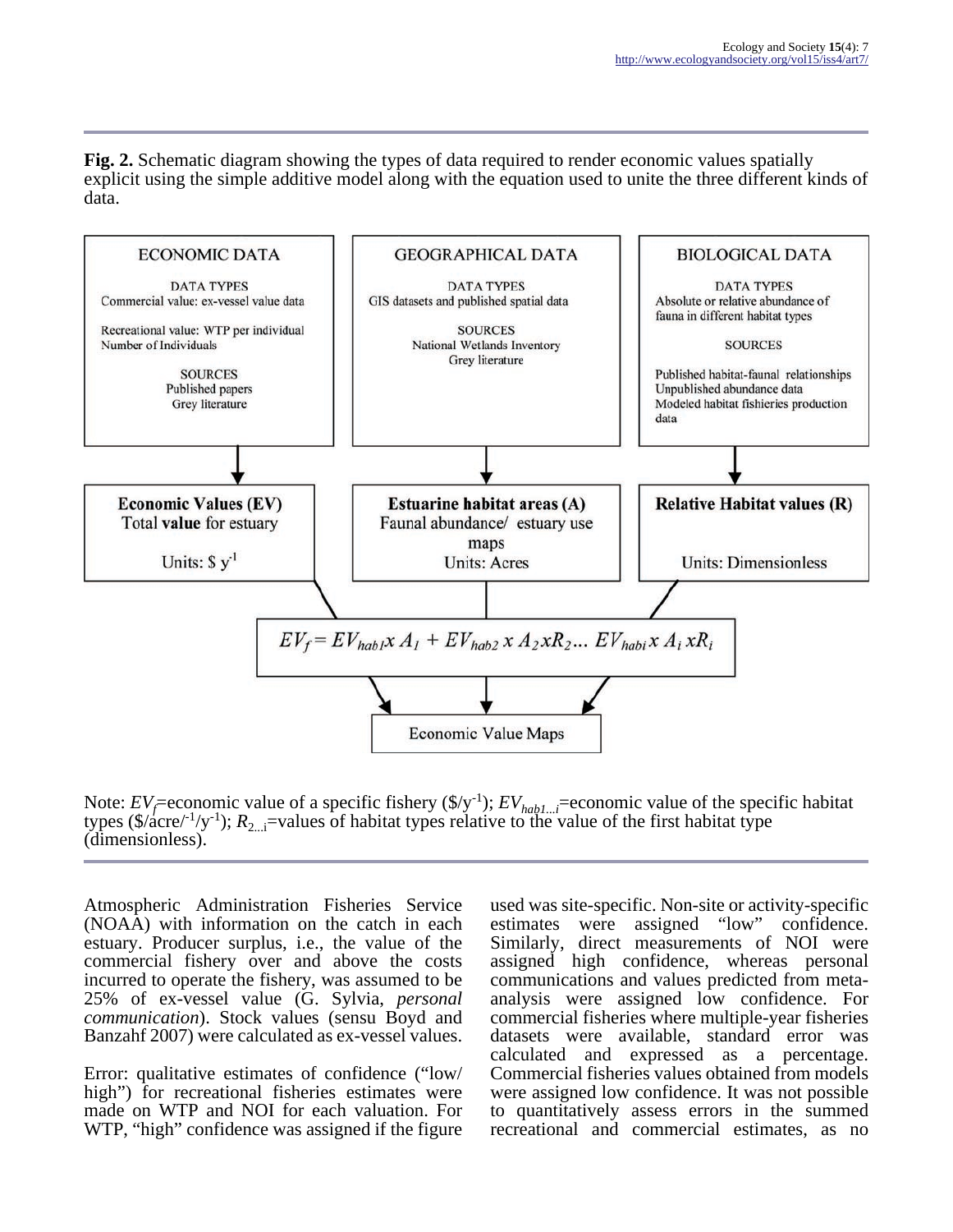**Fig. 2.** Schematic diagram showing the types of data required to render economic values spatially explicit using the simple additive model along with the equation used to unite the three different kinds of data.

ECONOMIC DATA

DATA TYPES
Commercial value: ex-vessel value data

Recreational value: WTP per individual
Number of Individuals

SOURCES
Published papers
Grey literature

GEOGRAPHICAL DATA

DATA TYPES
GIS datasets and published spatial data

SOURCES
National Wetlands Inventory
Grey literature

BIOLOGICAL DATA

DATA TYPES
Absolute or relative abundance of fauna in different habitat types

SOURCES
Published habitat-faunal relationships
Unpublished abundance data
Modeled habitat fisheries production data

**Economic Values (EV)**
Total **value** for estuary
Units: $ y$^{-1}$

**Estuarine habitat areas (A)**
Faunal abundance/ estuary use maps
Units: Acres

**Relative Habitat values (R)**
Units: Dimensionless

$$EV_f = EV_{hab1} x\, A_1 + EV_{hab2}\, x\, A_2 x R_2 \ldots\, EV_{habi}\, x\, A_i\, x R_i$$

Economic Value Maps

Note: $EV_f$=economic value of a specific fishery ($/y$^{-1}$); $EV_{hab1...i}$=economic value of the specific habitat types ($/acre/$^{-1}$/y$^{-1}$); $R_{2...i}$=values of habitat types relative to the value of the first habitat type (dimensionless).

Atmospheric Administration Fisheries Service (NOAA) with information on the catch in each estuary. Producer surplus, i.e., the value of the commercial fishery over and above the costs incurred to operate the fishery, was assumed to be 25% of ex-vessel value (G. Sylvia, *personal communication*). Stock values (sensu Boyd and Banzahf 2007) were calculated as ex-vessel values.

Error: qualitative estimates of confidence ("low/high") for recreational fisheries estimates were made on WTP and NOI for each valuation. For WTP, "high" confidence was assigned if the figure used was site-specific. Non-site or activity-specific estimates were assigned "low" confidence. Similarly, direct measurements of NOI were assigned high confidence, whereas personal communications and values predicted from meta-analysis were assigned low confidence. For commercial fisheries where multiple-year fisheries datasets were available, standard error was calculated and expressed as a percentage. Commercial fisheries values obtained from models were assigned low confidence. It was not possible to quantitatively assess errors in the summed recreational and commercial estimates, as no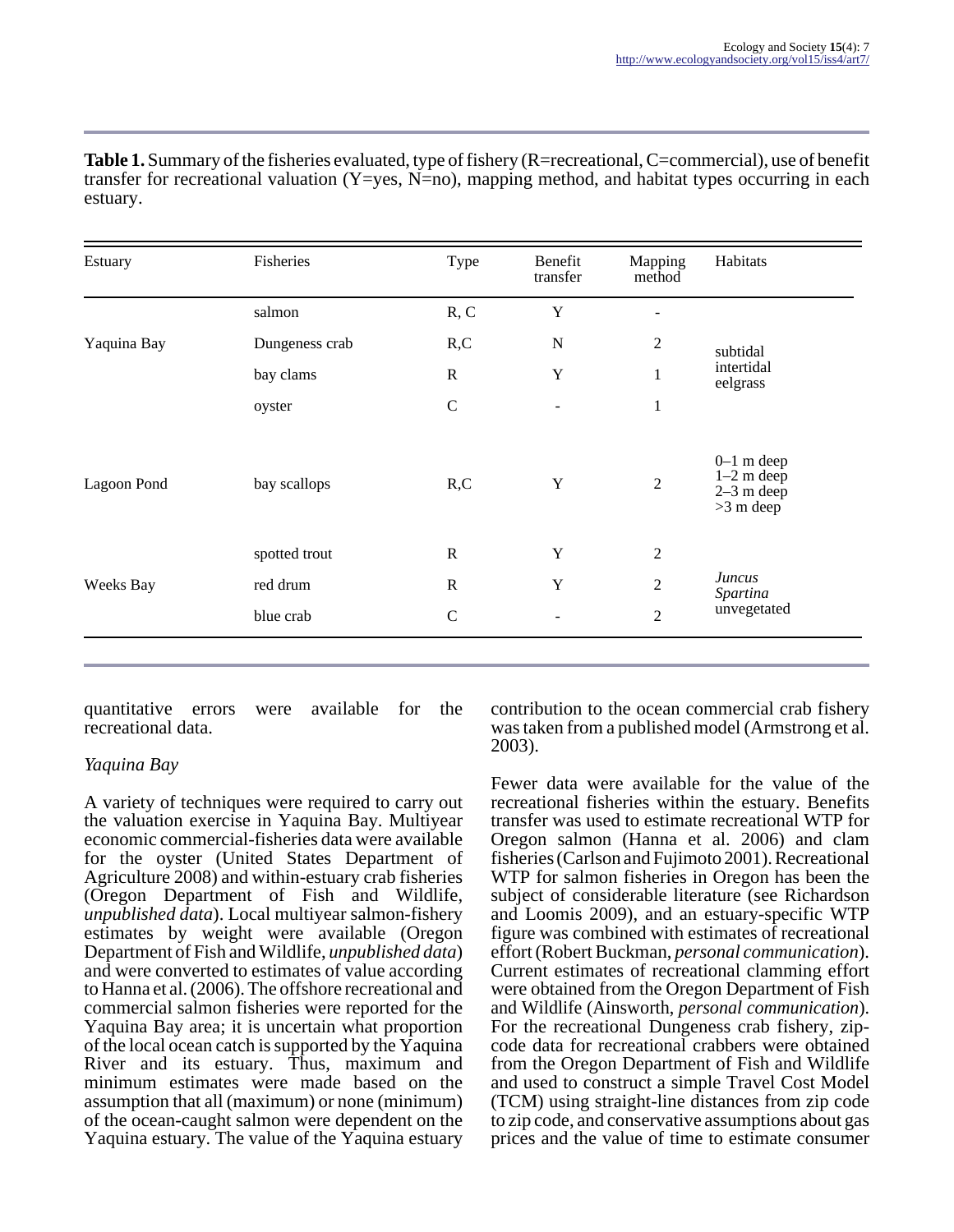**Table 1.** Summary of the fisheries evaluated, type of fishery (R=recreational, C=commercial), use of benefit transfer for recreational valuation (Y=yes, N=no), mapping method, and habitat types occurring in each estuary.

| Estuary | Fisheries | Type | Benefit transfer | Mapping method | Habitats |
|---|---|---|---|---|---|
| Yaquina Bay | salmon | R, C | Y | - | subtidal intertidal eelgrass |
| | Dungeness crab | R,C | N | 2 | |
| | bay clams | R | Y | 1 | |
| | oyster | C | - | 1 | |
| Lagoon Pond | bay scallops | R,C | Y | 2 | 0–1 m deep 1–2 m deep 2–3 m deep >3 m deep |
| Weeks Bay | spotted trout | R | Y | 2 | *Juncus* *Spartina* unvegetated |
| | red drum | R | Y | 2 | |
| | blue crab | C | - | 2 | |

quantitative errors were available for the recreational data.

### *Yaquina Bay*

A variety of techniques were required to carry out the valuation exercise in Yaquina Bay. Multiyear economic commercial-fisheries data were available for the oyster (United States Department of Agriculture 2008) and within-estuary crab fisheries (Oregon Department of Fish and Wildlife, *unpublished data*). Local multiyear salmon-fishery estimates by weight were available (Oregon Department of Fish and Wildlife, *unpublished data*) and were converted to estimates of value according to Hanna et al. (2006). The offshore recreational and commercial salmon fisheries were reported for the Yaquina Bay area; it is uncertain what proportion of the local ocean catch is supported by the Yaquina River and its estuary. Thus, maximum and minimum estimates were made based on the assumption that all (maximum) or none (minimum) of the ocean-caught salmon were dependent on the Yaquina estuary. The value of the Yaquina estuary contribution to the ocean commercial crab fishery was taken from a published model (Armstrong et al. 2003).

Fewer data were available for the value of the recreational fisheries within the estuary. Benefits transfer was used to estimate recreational WTP for Oregon salmon (Hanna et al. 2006) and clam fisheries (Carlson and Fujimoto 2001). Recreational WTP for salmon fisheries in Oregon has been the subject of considerable literature (see Richardson and Loomis 2009), and an estuary-specific WTP figure was combined with estimates of recreational effort (Robert Buckman, *personal communication*). Current estimates of recreational clamming effort were obtained from the Oregon Department of Fish and Wildlife (Ainsworth, *personal communication*). For the recreational Dungeness crab fishery, zip-code data for recreational crabbers were obtained from the Oregon Department of Fish and Wildlife and used to construct a simple Travel Cost Model (TCM) using straight-line distances from zip code to zip code, and conservative assumptions about gas prices and the value of time to estimate consumer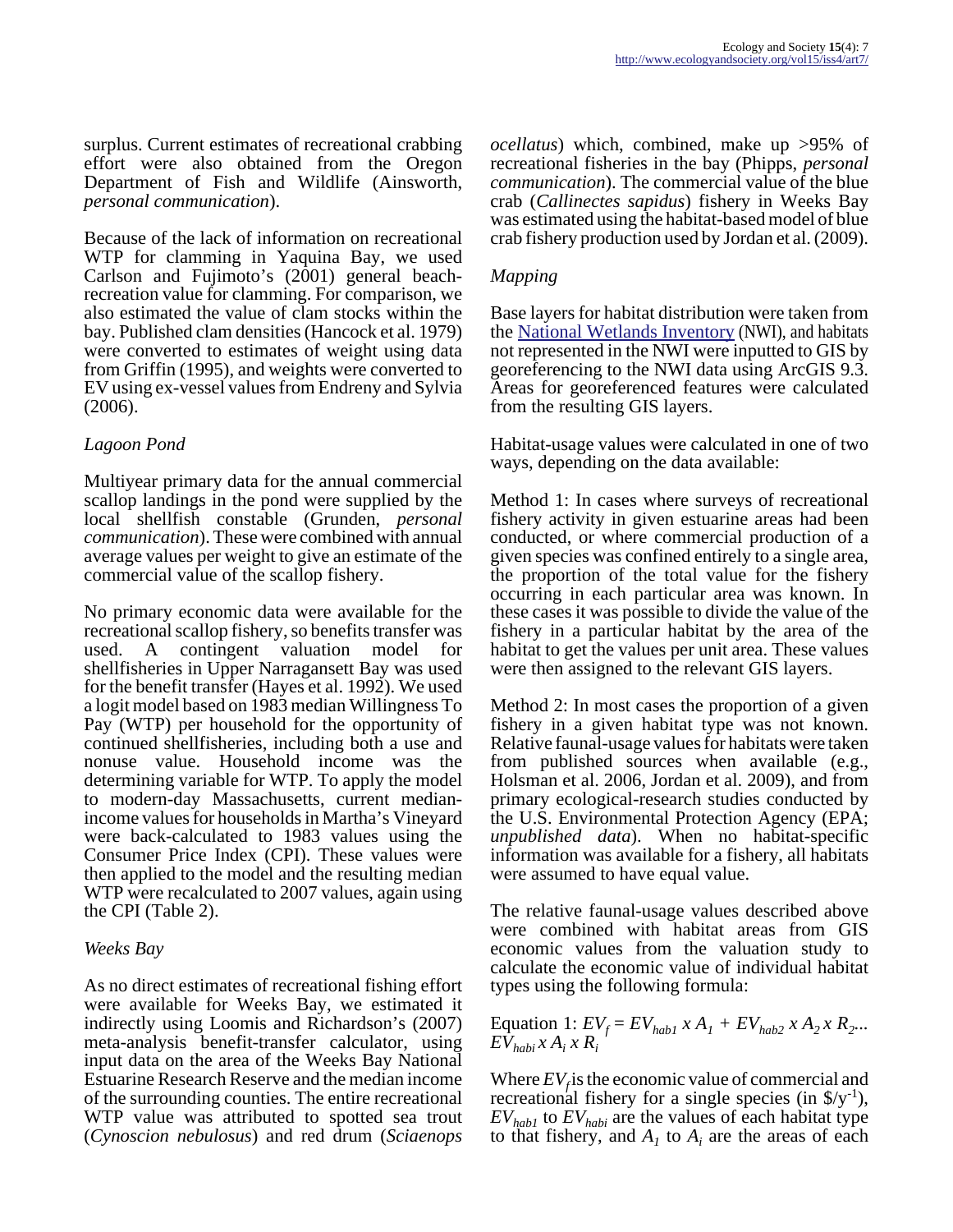surplus. Current estimates of recreational crabbing effort were also obtained from the Oregon Department of Fish and Wildlife (Ainsworth, *personal communication*).

Because of the lack of information on recreational WTP for clamming in Yaquina Bay, we used Carlson and Fujimoto's (2001) general beach-recreation value for clamming. For comparison, we also estimated the value of clam stocks within the bay. Published clam densities (Hancock et al. 1979) were converted to estimates of weight using data from Griffin (1995), and weights were converted to EV using ex-vessel values from Endreny and Sylvia (2006).

*Lagoon Pond*

Multiyear primary data for the annual commercial scallop landings in the pond were supplied by the local shellfish constable (Grunden, *personal communication*). These were combined with annual average values per weight to give an estimate of the commercial value of the scallop fishery.

No primary economic data were available for the recreational scallop fishery, so benefits transfer was used. A contingent valuation model for shellfisheries in Upper Narragansett Bay was used for the benefit transfer (Hayes et al. 1992). We used a logit model based on 1983 median Willingness To Pay (WTP) per household for the opportunity of continued shellfisheries, including both a use and nonuse value. Household income was the determining variable for WTP. To apply the model to modern-day Massachusetts, current median-income values for households in Martha's Vineyard were back-calculated to 1983 values using the Consumer Price Index (CPI). These values were then applied to the model and the resulting median WTP were recalculated to 2007 values, again using the CPI (Table 2).

*Weeks Bay*

As no direct estimates of recreational fishing effort were available for Weeks Bay, we estimated it indirectly using Loomis and Richardson's (2007) meta-analysis benefit-transfer calculator, using input data on the area of the Weeks Bay National Estuarine Research Reserve and the median income of the surrounding counties. The entire recreational WTP value was attributed to spotted sea trout (*Cynoscion nebulosus*) and red drum (*Sciaenops ocellatus*) which, combined, make up >95% of recreational fisheries in the bay (Phipps, *personal communication*). The commercial value of the blue crab (*Callinectes sapidus*) fishery in Weeks Bay was estimated using the habitat-based model of blue crab fishery production used by Jordan et al. (2009).

*Mapping*

Base layers for habitat distribution were taken from the National Wetlands Inventory (NWI), and habitats not represented in the NWI were inputted to GIS by georeferencing to the NWI data using ArcGIS 9.3. Areas for georeferenced features were calculated from the resulting GIS layers.

Habitat-usage values were calculated in one of two ways, depending on the data available:

Method 1: In cases where surveys of recreational fishery activity in given estuarine areas had been conducted, or where commercial production of a given species was confined entirely to a single area, the proportion of the total value for the fishery occurring in each particular area was known. In these cases it was possible to divide the value of the fishery in a particular habitat by the area of the habitat to get the values per unit area. These values were then assigned to the relevant GIS layers.

Method 2: In most cases the proportion of a given fishery in a given habitat type was not known. Relative faunal-usage values for habitats were taken from published sources when available (e.g., Holsman et al. 2006, Jordan et al. 2009), and from primary ecological-research studies conducted by the U.S. Environmental Protection Agency (EPA; *unpublished data*). When no habitat-specific information was available for a fishery, all habitats were assumed to have equal value.

The relative faunal-usage values described above were combined with habitat areas from GIS economic values from the valuation study to calculate the economic value of individual habitat types using the following formula:

Equation 1: $EV_f = EV_{hab1} \times A_1 + EV_{hab2} \times A_2 \times R_2 ... EV_{habi} \times A_i \times R_i$

Where $EV_f$ is the economic value of commercial and recreational fishery for a single species (in $\$/y^{-1}$), $EV_{hab1}$ to $EV_{habi}$ are the values of each habitat type to that fishery, and $A_1$ to $A_i$ are the areas of each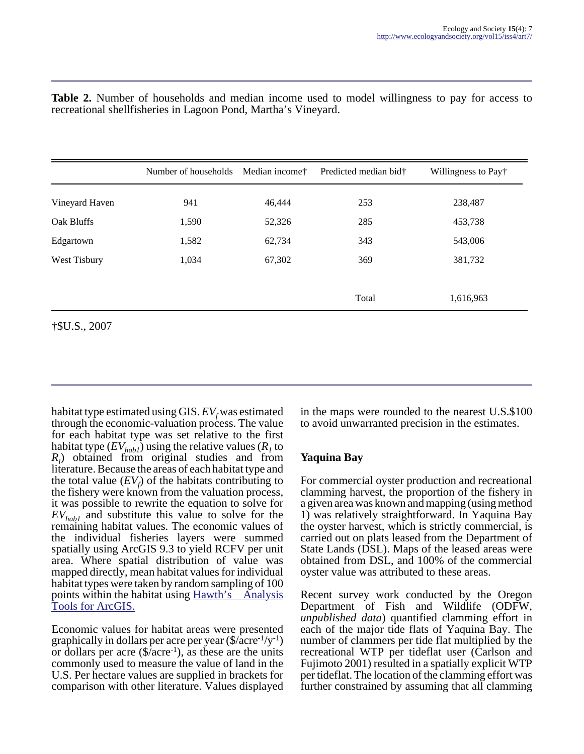**Table 2.** Number of households and median income used to model willingness to pay for access to recreational shellfisheries in Lagoon Pond, Martha's Vineyard.

| | Number of households | Median income† | Predicted median bid† | Willingness to Pay† |
|---|---|---|---|---|
| Vineyard Haven | 941 | 46,444 | 253 | 238,487 |
| Oak Bluffs | 1,590 | 52,326 | 285 | 453,738 |
| Edgartown | 1,582 | 62,734 | 343 | 543,006 |
| West Tisbury | 1,034 | 67,302 | 369 | 381,732 |
| | | | Total | 1,616,963 |

†$U.S., 2007

habitat type estimated using GIS. $EV_f$ was estimated through the economic-valuation process. The value for each habitat type was set relative to the first habitat type ($EV_{hab1}$) using the relative values ($R_1$ to $R_i$) obtained from original studies and from literature. Because the areas of each habitat type and the total value ($EV_f$) of the habitats contributing to the fishery were known from the valuation process, it was possible to rewrite the equation to solve for $EV_{hab1}$ and substitute this value to solve for the remaining habitat values. The economic values of the individual fisheries layers were summed spatially using ArcGIS 9.3 to yield RCFV per unit area. Where spatial distribution of value was mapped directly, mean habitat values for individual habitat types were taken by random sampling of 100 points within the habitat using Hawth's Analysis Tools for ArcGIS.

Economic values for habitat areas were presented graphically in dollars per acre per year ($\$/acre^{-1}/y^{-1}$) or dollars per acre ($\$/acre^{-1}$), as these are the units commonly used to measure the value of land in the U.S. Per hectare values are supplied in brackets for comparison with other literature. Values displayed in the maps were rounded to the nearest U.S.$100 to avoid unwarranted precision in the estimates.

### Yaquina Bay

For commercial oyster production and recreational clamming harvest, the proportion of the fishery in a given area was known and mapping (using method 1) was relatively straightforward. In Yaquina Bay the oyster harvest, which is strictly commercial, is carried out on plats leased from the Department of State Lands (DSL). Maps of the leased areas were obtained from DSL, and 100% of the commercial oyster value was attributed to these areas.

Recent survey work conducted by the Oregon Department of Fish and Wildlife (ODFW, *unpublished data*) quantified clamming effort in each of the major tide flats of Yaquina Bay. The number of clammers per tide flat multiplied by the recreational WTP per tideflat user (Carlson and Fujimoto 2001) resulted in a spatially explicit WTP per tideflat. The location of the clamming effort was further constrained by assuming that all clamming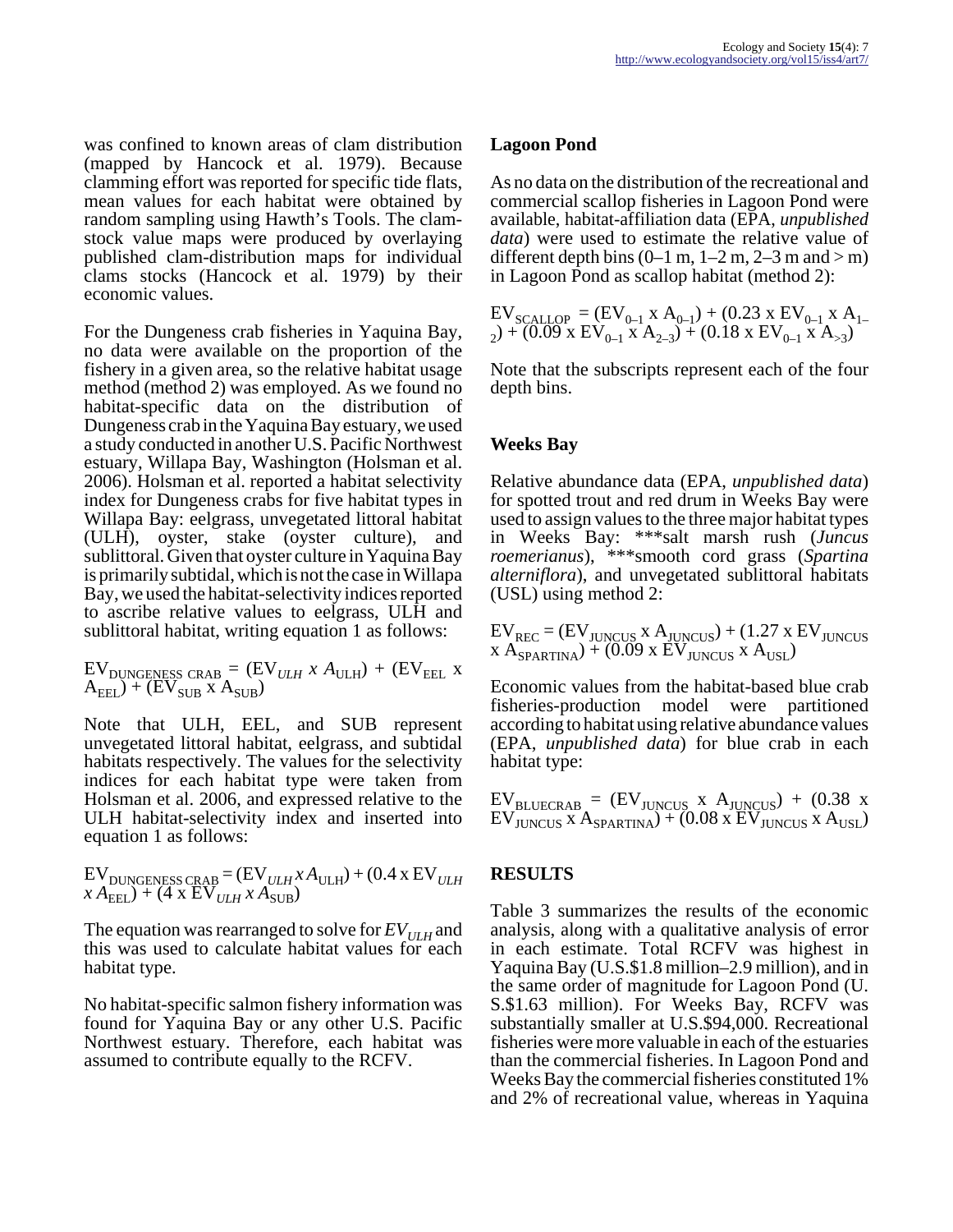was confined to known areas of clam distribution (mapped by Hancock et al. 1979). Because clamming effort was reported for specific tide flats, mean values for each habitat were obtained by random sampling using Hawth's Tools. The clam-stock value maps were produced by overlaying published clam-distribution maps for individual clams stocks (Hancock et al. 1979) by their economic values.

For the Dungeness crab fisheries in Yaquina Bay, no data were available on the proportion of the fishery in a given area, so the relative habitat usage method (method 2) was employed. As we found no habitat-specific data on the distribution of Dungeness crab in the Yaquina Bay estuary, we used a study conducted in another U.S. Pacific Northwest estuary, Willapa Bay, Washington (Holsman et al. 2006). Holsman et al. reported a habitat selectivity index for Dungeness crabs for five habitat types in Willapa Bay: eelgrass, unvegetated littoral habitat (ULH), oyster, stake (oyster culture), and sublittoral. Given that oyster culture in Yaquina Bay is primarily subtidal, which is not the case in Willapa Bay, we used the habitat-selectivity indices reported to ascribe relative values to eelgrass, ULH and sublittoral habitat, writing equation 1 as follows:

$$EV_{DUNGENESS\ CRAB} = (EV_{ULH}\ x\ A_{ULH}) + (EV_{EEL}\ x\ A_{EEL}) + (EV_{SUB}\ x\ A_{SUB})$$

Note that ULH, EEL, and SUB represent unvegetated littoral habitat, eelgrass, and subtidal habitats respectively. The values for the selectivity indices for each habitat type were taken from Holsman et al. 2006, and expressed relative to the ULH habitat-selectivity index and inserted into equation 1 as follows:

$$EV_{DUNGENESS\ CRAB} = (EV_{ULH}\ x\ A_{ULH}) + (0.4\ x\ EV_{ULH}\ x\ A_{EEL}) + (4\ x\ EV_{ULH}\ x\ A_{SUB})$$

The equation was rearranged to solve for $EV_{ULH}$ and this was used to calculate habitat values for each habitat type.

No habitat-specific salmon fishery information was found for Yaquina Bay or any other U.S. Pacific Northwest estuary. Therefore, each habitat was assumed to contribute equally to the RCFV.

### Lagoon Pond

As no data on the distribution of the recreational and commercial scallop fisheries in Lagoon Pond were available, habitat-affiliation data (EPA, *unpublished data*) were used to estimate the relative value of different depth bins (0–1 m, 1–2 m, 2–3 m and > m) in Lagoon Pond as scallop habitat (method 2):

$$EV_{SCALLOP} = (EV_{0\text{–}1}\ x\ A_{0\text{–}1}) + (0.23\ x\ EV_{0\text{–}1}\ x\ A_{1\text{–}2}) + (0.09\ x\ EV_{0\text{–}1}\ x\ A_{2\text{–}3}) + (0.18\ x\ EV_{0\text{–}1}\ x\ A_{>3})$$

Note that the subscripts represent each of the four depth bins.

### Weeks Bay

Relative abundance data (EPA, *unpublished data*) for spotted trout and red drum in Weeks Bay were used to assign values to the three major habitat types in Weeks Bay: ***salt marsh rush (*Juncus roemerianus*), ***smooth cord grass (*Spartina alterniflora*), and unvegetated sublittoral habitats (USL) using method 2:

$$EV_{REC} = (EV_{JUNCUS}\ x\ A_{JUNCUS}) + (1.27\ x\ EV_{JUNCUS}\ x\ A_{SPARTINA}) + (0.09\ x\ EV_{JUNCUS}\ x\ A_{USL})$$

Economic values from the habitat-based blue crab fisheries-production model were partitioned according to habitat using relative abundance values (EPA, *unpublished data*) for blue crab in each habitat type:

$$EV_{BLUECRAB} = (EV_{JUNCUS}\ x\ A_{JUNCUS}) + (0.38\ x\ EV_{JUNCUS}\ x\ A_{SPARTINA}) + (0.08\ x\ EV_{JUNCUS}\ x\ A_{USL})$$

## RESULTS

Table 3 summarizes the results of the economic analysis, along with a qualitative analysis of error in each estimate. Total RCFV was highest in Yaquina Bay (U.S.$1.8 million–2.9 million), and in the same order of magnitude for Lagoon Pond (U.S.$1.63 million). For Weeks Bay, RCFV was substantially smaller at U.S.$94,000. Recreational fisheries were more valuable in each of the estuaries than the commercial fisheries. In Lagoon Pond and Weeks Bay the commercial fisheries constituted 1% and 2% of recreational value, whereas in Yaquina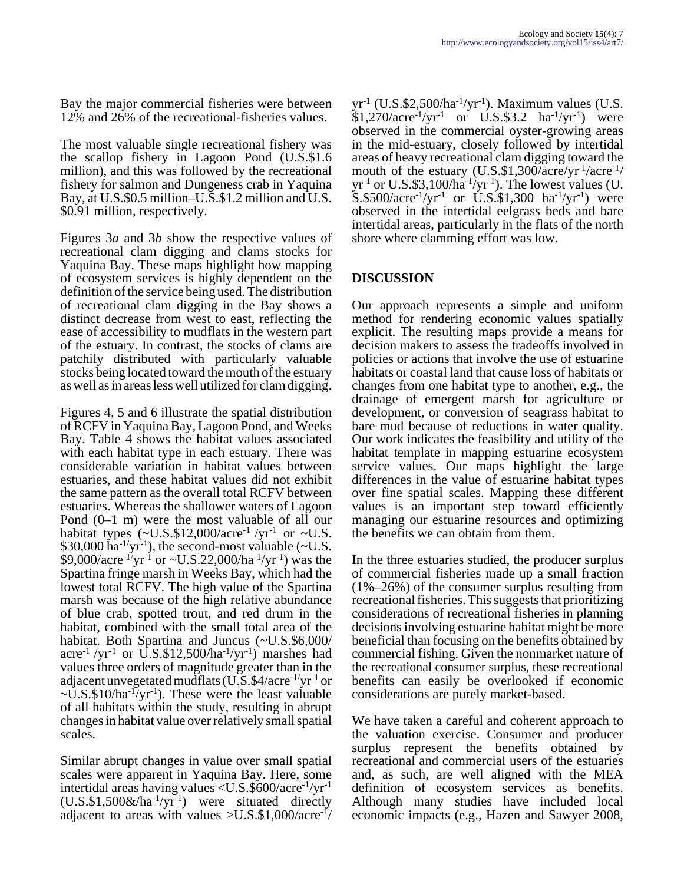Bay the major commercial fisheries were between 12% and 26% of the recreational-fisheries values.

The most valuable single recreational fishery was the scallop fishery in Lagoon Pond (U.S.$1.6 million), and this was followed by the recreational fishery for salmon and Dungeness crab in Yaquina Bay, at U.S.$0.5 million–U.S.$1.2 million and U.S. $0.91 million, respectively.

Figures 3*a* and 3*b* show the respective values of recreational clam digging and clams stocks for Yaquina Bay. These maps highlight how mapping of ecosystem services is highly dependent on the definition of the service being used. The distribution of recreational clam digging in the Bay shows a distinct decrease from west to east, reflecting the ease of accessibility to mudflats in the western part of the estuary. In contrast, the stocks of clams are patchily distributed with particularly valuable stocks being located toward the mouth of the estuary as well as in areas less well utilized for clam digging.

Figures 4, 5 and 6 illustrate the spatial distribution of RCFV in Yaquina Bay, Lagoon Pond, and Weeks Bay. Table 4 shows the habitat values associated with each habitat type in each estuary. There was considerable variation in habitat values between estuaries, and these habitat values did not exhibit the same pattern as the overall total RCFV between estuaries. Whereas the shallower waters of Lagoon Pond (0–1 m) were the most valuable of all our habitat types (~U.S.$12,000/acre$^{-1}$ /yr$^{-1}$ or ~U.S. $30,000 ha$^{-1/}$yr$^{-1}$), the second-most valuable (~U.S. $9,000/acre$^{-1/}$yr$^{-1}$ or ~U.S.22,000/ha$^{-1}$/yr$^{-1}$) was the Spartina fringe marsh in Weeks Bay, which had the lowest total RCFV. The high value of the Spartina marsh was because of the high relative abundance of blue crab, spotted trout, and red drum in the habitat, combined with the small total area of the habitat. Both Spartina and Juncus (~U.S.$6,000/ acre$^{-1}$ /yr$^{-1}$ or U.S.$12,500/ha$^{-1}$/yr$^{-1}$) marshes had values three orders of magnitude greater than in the adjacent unvegetated mudflats (U.S.$4/acre$^{-1/}$yr$^{-1}$ or ~U.S.$10/ha$^{-1}$/yr$^{-1}$). These were the least valuable of all habitats within the study, resulting in abrupt changes in habitat value over relatively small spatial scales.

Similar abrupt changes in value over small spatial scales were apparent in Yaquina Bay. Here, some intertidal areas having values <U.S.$600/acre$^{-1}$/yr$^{-1}$ (U.S.$1,500&/ha$^{-1}$/yr$^{-1}$) were situated directly adjacent to areas with values >U.S.$1,000/acre$^{-1}$/ yr$^{-1}$ (U.S.$2,500/ha$^{-1}$/yr$^{-1}$). Maximum values (U.S. $1,270/acre$^{-1}$/yr$^{-1}$ or U.S.$3.2 ha$^{-1}$/yr$^{-1}$) were observed in the commercial oyster-growing areas in the mid-estuary, closely followed by intertidal areas of heavy recreational clam digging toward the mouth of the estuary (U.S.$1,300/acre/yr$^{-1}$/acre$^{-1}$/ yr$^{-1}$ or U.S.$3,100/ha$^{-1}$/yr$^{-1}$). The lowest values (U. S.$500/acre$^{-1}$/yr$^{-1}$ or U.S.$1,300 ha$^{-1}$/yr$^{-1}$) were observed in the intertidal eelgrass beds and bare intertidal areas, particularly in the flats of the north shore where clamming effort was low.

## DISCUSSION

Our approach represents a simple and uniform method for rendering economic values spatially explicit. The resulting maps provide a means for decision makers to assess the tradeoffs involved in policies or actions that involve the use of estuarine habitats or coastal land that cause loss of habitats or changes from one habitat type to another, e.g., the drainage of emergent marsh for agriculture or development, or conversion of seagrass habitat to bare mud because of reductions in water quality. Our work indicates the feasibility and utility of the habitat template in mapping estuarine ecosystem service values. Our maps highlight the large differences in the value of estuarine habitat types over fine spatial scales. Mapping these different values is an important step toward efficiently managing our estuarine resources and optimizing the benefits we can obtain from them.

In the three estuaries studied, the producer surplus of commercial fisheries made up a small fraction (1%–26%) of the consumer surplus resulting from recreational fisheries. This suggests that prioritizing considerations of recreational fisheries in planning decisions involving estuarine habitat might be more beneficial than focusing on the benefits obtained by commercial fishing. Given the nonmarket nature of the recreational consumer surplus, these recreational benefits can easily be overlooked if economic considerations are purely market-based.

We have taken a careful and coherent approach to the valuation exercise. Consumer and producer surplus represent the benefits obtained by recreational and commercial users of the estuaries and, as such, are well aligned with the MEA definition of ecosystem services as benefits. Although many studies have included local economic impacts (e.g., Hazen and Sawyer 2008,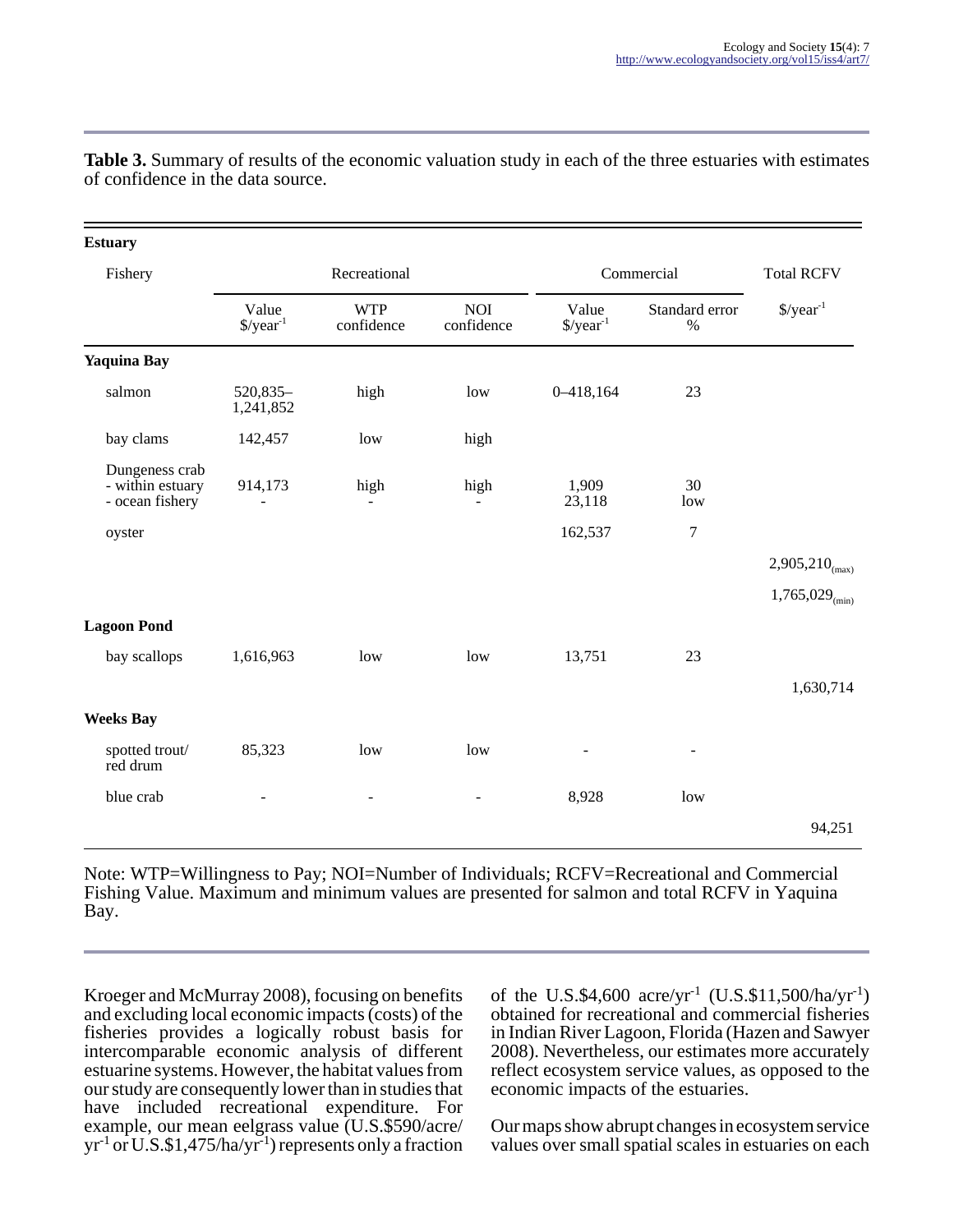**Table 3.** Summary of results of the economic valuation study in each of the three estuaries with estimates of confidence in the data source.

| Estuary | | | | | | |
|---|---|---|---|---|---|---|
| Fishery | Recreational | | | Commercial | | Total RCFV |
| | Value $/year[-1] | WTP confidence | NOI confidence | Value $/year[-1] | Standard error % | $/year[-1] |
| **Yaquina Bay** | | | | | | |
| salmon | 520,835–1,241,852 | high | low | 0–418,164 | 23 | |
| bay clams | 142,457 | low | high | | | |
| Dungeness crab - within estuary - ocean fishery | 914,173 - | high - | high - | 1,909 23,118 | 30 low | |
| oyster | | | | 162,537 | 7 | |
| | | | | | | $2,905,210_{(max)}$ |
| | | | | | | $1,765,029_{(min)}$ |
| **Lagoon Pond** | | | | | | |
| bay scallops | 1,616,963 | low | low | 13,751 | 23 | |
| | | | | | | 1,630,714 |
| **Weeks Bay** | | | | | | |
| spotted trout/ red drum | 85,323 | low | low | - | - | |
| blue crab | - | - | - | 8,928 | low | |
| | | | | | | 94,251 |

Note: WTP=Willingness to Pay; NOI=Number of Individuals; RCFV=Recreational and Commercial Fishing Value. Maximum and minimum values are presented for salmon and total RCFV in Yaquina Bay.

Kroeger and McMurray 2008), focusing on benefits and excluding local economic impacts (costs) of the fisheries provides a logically robust basis for intercomparable economic analysis of different estuarine systems. However, the habitat values from our study are consequently lower than in studies that have included recreational expenditure. For example, our mean eelgrass value (U.S.$590/acre/yr$^{-1}$ or U.S.$1,475/ha/yr$^{-1}$) represents only a fraction of the U.S.$4,600 acre/yr$^{-1}$ (U.S.$11,500/ha/yr$^{-1}$) obtained for recreational and commercial fisheries in Indian River Lagoon, Florida (Hazen and Sawyer 2008). Nevertheless, our estimates more accurately reflect ecosystem service values, as opposed to the economic impacts of the estuaries.

Our maps show abrupt changes in ecosystem service values over small spatial scales in estuaries on each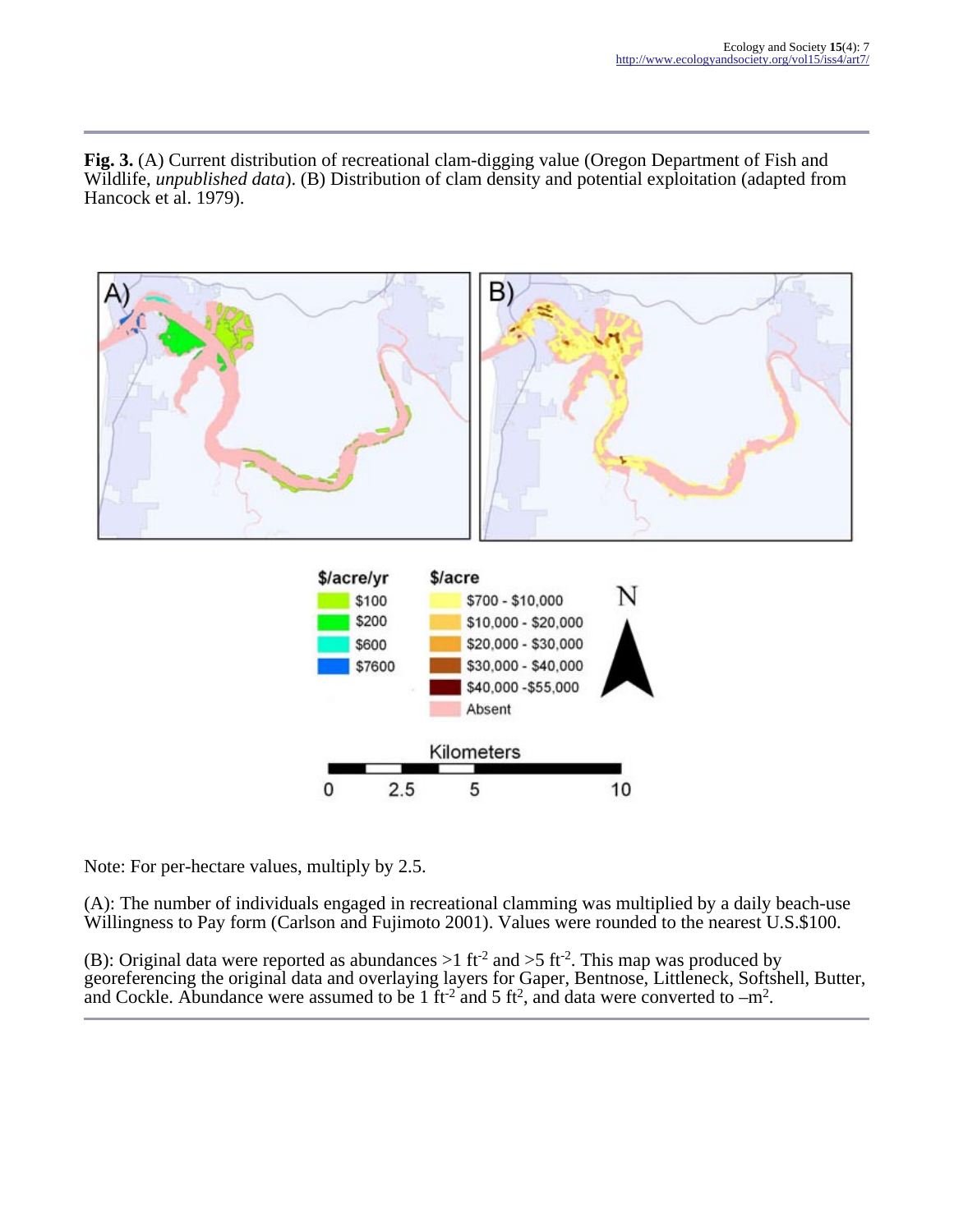**Fig. 3.** (A) Current distribution of recreational clam-digging value (Oregon Department of Fish and Wildlife, *unpublished data*). (B) Distribution of clam density and potential exploitation (adapted from Hancock et al. 1979).

Note: For per-hectare values, multiply by 2.5.

(A): The number of individuals engaged in recreational clamming was multiplied by a daily beach-use Willingness to Pay form (Carlson and Fujimoto 2001). Values were rounded to the nearest U.S.$100.

(B): Original data were reported as abundances >1 $ft^{-2}$ and >5 $ft^{-2}$. This map was produced by georeferencing the original data and overlaying layers for Gaper, Bentnose, Littleneck, Softshell, Butter, and Cockle. Abundance were assumed to be 1 $ft^{-2}$ and 5 $ft^{2}$, and data were converted to –$m^{2}$.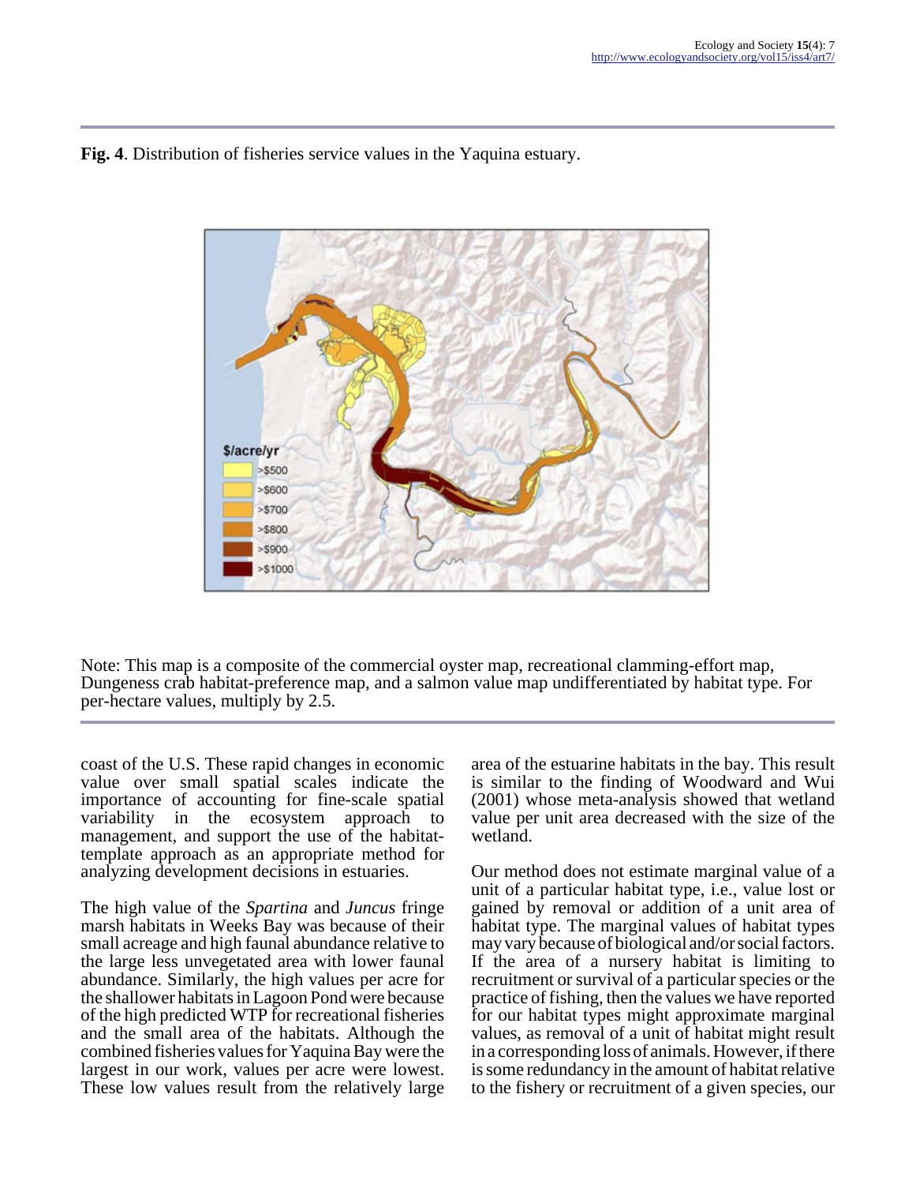**Fig. 4**. Distribution of fisheries service values in the Yaquina estuary.

$/acre/yr
>$500
>$600
>$700
>$800
>$900
>$1000

Note: This map is a composite of the commercial oyster map, recreational clamming-effort map, Dungeness crab habitat-preference map, and a salmon value map undifferentiated by habitat type. For per-hectare values, multiply by 2.5.

coast of the U.S. These rapid changes in economic value over small spatial scales indicate the importance of accounting for fine-scale spatial variability in the ecosystem approach to management, and support the use of the habitat-template approach as an appropriate method for analyzing development decisions in estuaries.

The high value of the *Spartina* and *Juncus* fringe marsh habitats in Weeks Bay was because of their small acreage and high faunal abundance relative to the large less unvegetated area with lower faunal abundance. Similarly, the high values per acre for the shallower habitats in Lagoon Pond were because of the high predicted WTP for recreational fisheries and the small area of the habitats. Although the combined fisheries values for Yaquina Bay were the largest in our work, values per acre were lowest. These low values result from the relatively large area of the estuarine habitats in the bay. This result is similar to the finding of Woodward and Wui (2001) whose meta-analysis showed that wetland value per unit area decreased with the size of the wetland.

Our method does not estimate marginal value of a unit of a particular habitat type, i.e., value lost or gained by removal or addition of a unit area of habitat type. The marginal values of habitat types may vary because of biological and/or social factors. If the area of a nursery habitat is limiting to recruitment or survival of a particular species or the practice of fishing, then the values we have reported for our habitat types might approximate marginal values, as removal of a unit of habitat might result in a corresponding loss of animals. However, if there is some redundancy in the amount of habitat relative to the fishery or recruitment of a given species, our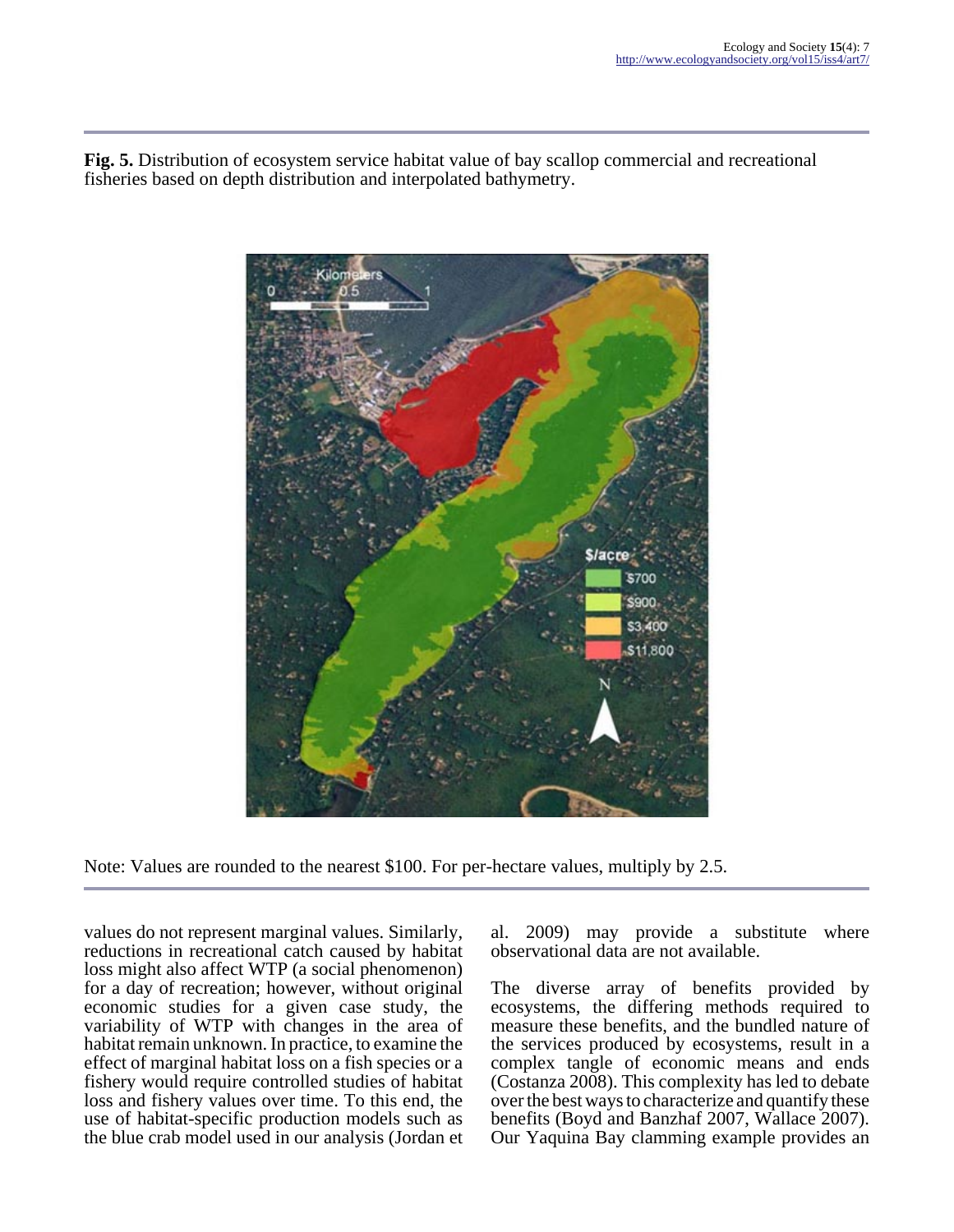**Fig. 5.** Distribution of ecosystem service habitat value of bay scallop commercial and recreational fisheries based on depth distribution and interpolated bathymetry.

Note: Values are rounded to the nearest $100. For per-hectare values, multiply by 2.5.

values do not represent marginal values. Similarly, reductions in recreational catch caused by habitat loss might also affect WTP (a social phenomenon) for a day of recreation; however, without original economic studies for a given case study, the variability of WTP with changes in the area of habitat remain unknown. In practice, to examine the effect of marginal habitat loss on a fish species or a fishery would require controlled studies of habitat loss and fishery values over time. To this end, the use of habitat-specific production models such as the blue crab model used in our analysis (Jordan et al. 2009) may provide a substitute where observational data are not available.

The diverse array of benefits provided by ecosystems, the differing methods required to measure these benefits, and the bundled nature of the services produced by ecosystems, result in a complex tangle of economic means and ends (Costanza 2008). This complexity has led to debate over the best ways to characterize and quantify these benefits (Boyd and Banzhaf 2007, Wallace 2007). Our Yaquina Bay clamming example provides an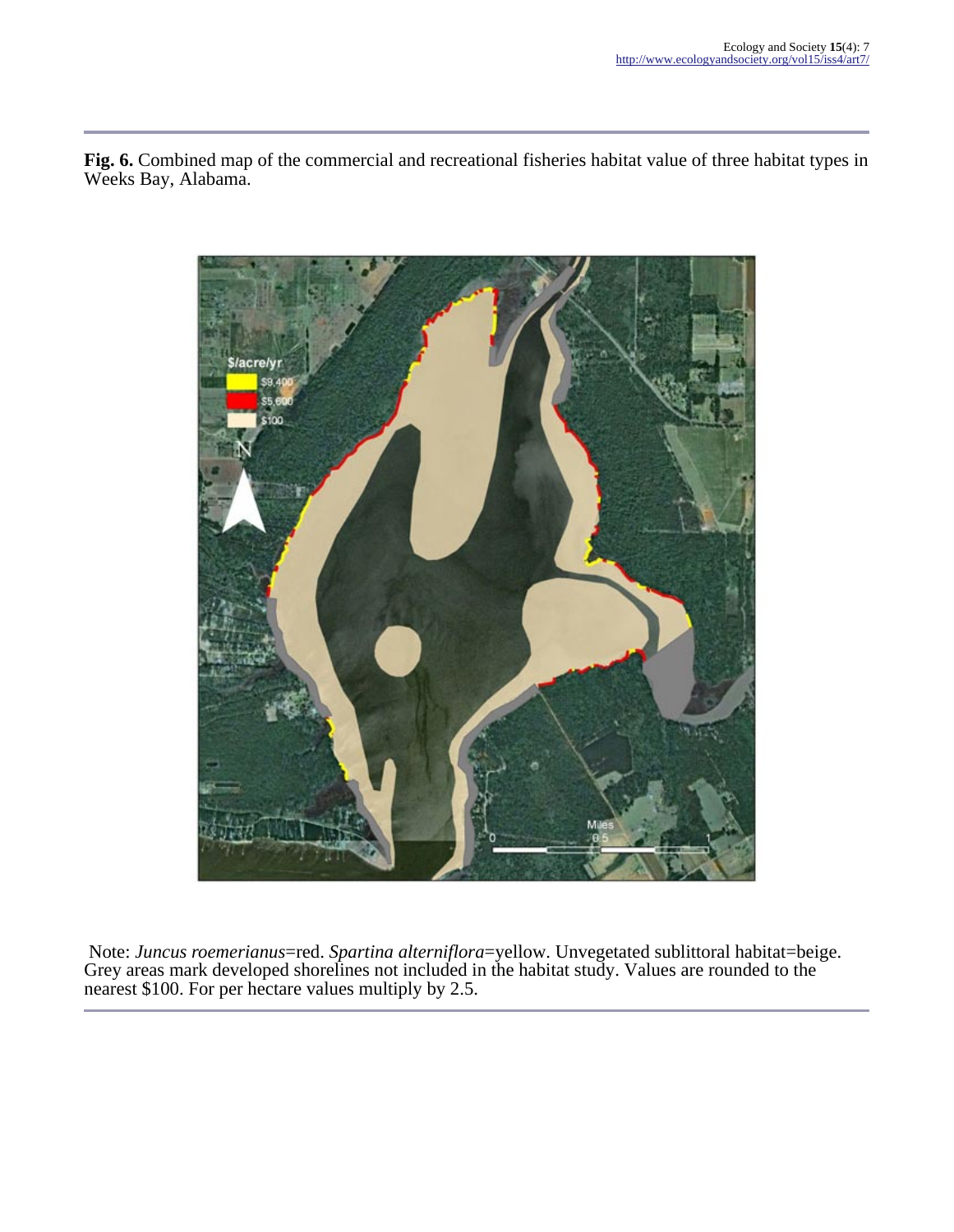**Fig. 6.** Combined map of the commercial and recreational fisheries habitat value of three habitat types in Weeks Bay, Alabama.

Note: *Juncus roemerianus*=red. *Spartina alterniflora*=yellow. Unvegetated sublittoral habitat=beige. Grey areas mark developed shorelines not included in the habitat study. Values are rounded to the nearest $100. For per hectare values multiply by 2.5.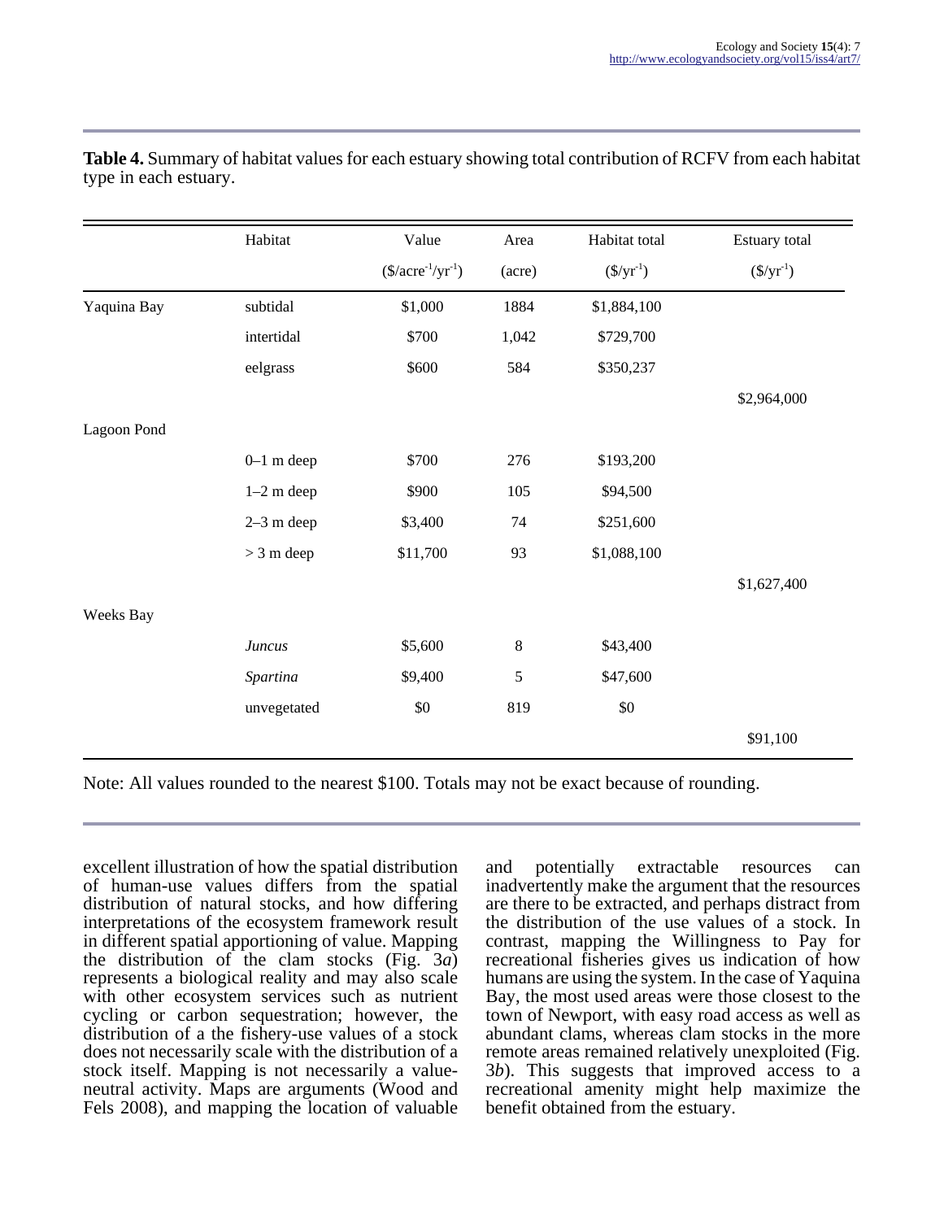**Table 4.** Summary of habitat values for each estuary showing total contribution of RCFV from each habitat type in each estuary.

| | Habitat | Value ($\$/acre^{-1}/yr^{-1}$) | Area (acre) | Habitat total ($\$/yr^{-1}$) | Estuary total ($\$/yr^{-1}$) |
|---|---|---|---|---|---|
| Yaquina Bay | subtidal | $1,000 | 1884 | $1,884,100 | |
| | intertidal | $700 | 1,042 | $729,700 | |
| | eelgrass | $600 | 584 | $350,237 | |
| | | | | | $2,964,000 |
| Lagoon Pond | | | | | |
| | 0–1 m deep | $700 | 276 | $193,200 | |
| | 1–2 m deep | $900 | 105 | $94,500 | |
| | 2–3 m deep | $3,400 | 74 | $251,600 | |
| | > 3 m deep | $11,700 | 93 | $1,088,100 | |
| | | | | | $1,627,400 |
| Weeks Bay | | | | | |
| | *Juncus* | $5,600 | 8 | $43,400 | |
| | *Spartina* | $9,400 | 5 | $47,600 | |
| | unvegetated | $0 | 819 | $0 | |
| | | | | | $91,100 |

Note: All values rounded to the nearest $100. Totals may not be exact because of rounding.

excellent illustration of how the spatial distribution of human-use values differs from the spatial distribution of natural stocks, and how differing interpretations of the ecosystem framework result in different spatial apportioning of value. Mapping the distribution of the clam stocks (Fig. 3*a*) represents a biological reality and may also scale with other ecosystem services such as nutrient cycling or carbon sequestration; however, the distribution of a the fishery-use values of a stock does not necessarily scale with the distribution of a stock itself. Mapping is not necessarily a value-neutral activity. Maps are arguments (Wood and Fels 2008), and mapping the location of valuable and potentially extractable resources can inadvertently make the argument that the resources are there to be extracted, and perhaps distract from the distribution of the use values of a stock. In contrast, mapping the Willingness to Pay for recreational fisheries gives us indication of how humans are using the system. In the case of Yaquina Bay, the most used areas were those closest to the town of Newport, with easy road access as well as abundant clams, whereas clam stocks in the more remote areas remained relatively unexploited (Fig. 3*b*). This suggests that improved access to a recreational amenity might help maximize the benefit obtained from the estuary.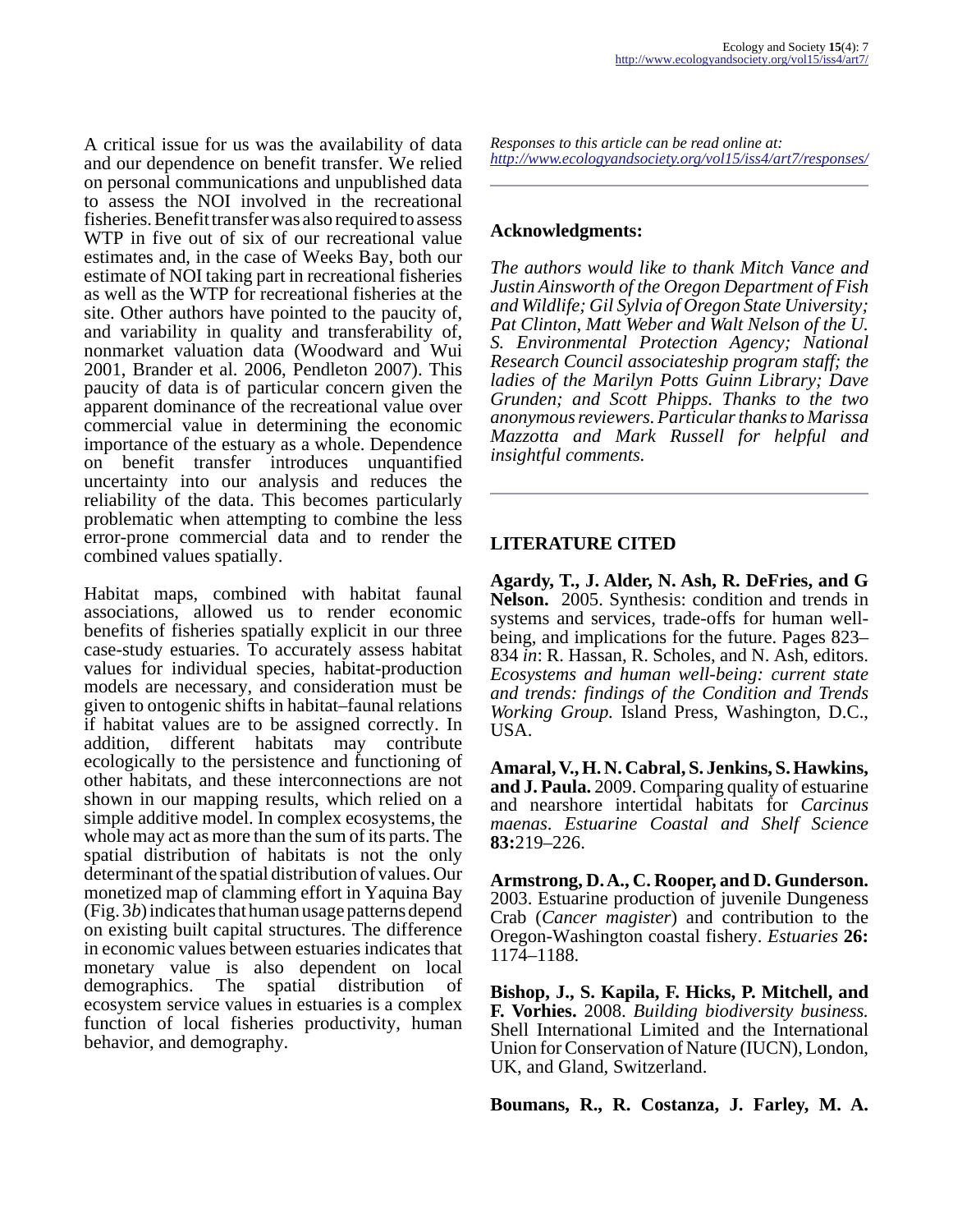A critical issue for us was the availability of data and our dependence on benefit transfer. We relied on personal communications and unpublished data to assess the NOI involved in the recreational fisheries. Benefit transfer was also required to assess WTP in five out of six of our recreational value estimates and, in the case of Weeks Bay, both our estimate of NOI taking part in recreational fisheries as well as the WTP for recreational fisheries at the site. Other authors have pointed to the paucity of, and variability in quality and transferability of, nonmarket valuation data (Woodward and Wui 2001, Brander et al. 2006, Pendleton 2007). This paucity of data is of particular concern given the apparent dominance of the recreational value over commercial value in determining the economic importance of the estuary as a whole. Dependence on benefit transfer introduces unquantified uncertainty into our analysis and reduces the reliability of the data. This becomes particularly problematic when attempting to combine the less error-prone commercial data and to render the combined values spatially.

Habitat maps, combined with habitat faunal associations, allowed us to render economic benefits of fisheries spatially explicit in our three case-study estuaries. To accurately assess habitat values for individual species, habitat-production models are necessary, and consideration must be given to ontogenic shifts in habitat–faunal relations if habitat values are to be assigned correctly. In addition, different habitats may contribute ecologically to the persistence and functioning of other habitats, and these interconnections are not shown in our mapping results, which relied on a simple additive model. In complex ecosystems, the whole may act as more than the sum of its parts. The spatial distribution of habitats is not the only determinant of the spatial distribution of values. Our monetized map of clamming effort in Yaquina Bay (Fig. 3*b*) indicates that human usage patterns depend on existing built capital structures. The difference in economic values between estuaries indicates that monetary value is also dependent on local demographics. The spatial distribution of ecosystem service values in estuaries is a complex function of local fisheries productivity, human behavior, and demography.

*Responses to this article can be read online at:*
*http://www.ecologyandsociety.org/vol15/iss4/art7/responses/*

## Acknowledgments:

*The authors would like to thank Mitch Vance and Justin Ainsworth of the Oregon Department of Fish and Wildlife; Gil Sylvia of Oregon State University; Pat Clinton, Matt Weber and Walt Nelson of the U. S. Environmental Protection Agency; National Research Council associateship program staff; the ladies of the Marilyn Potts Guinn Library; Dave Grunden; and Scott Phipps. Thanks to the two anonymous reviewers. Particular thanks to Marissa Mazzotta and Mark Russell for helpful and insightful comments.*

## LITERATURE CITED

**Agardy, T., J. Alder, N. Ash, R. DeFries, and G Nelson.** 2005. Synthesis: condition and trends in systems and services, trade-offs for human well-being, and implications for the future. Pages 823–834 *in*: R. Hassan, R. Scholes, and N. Ash, editors. *Ecosystems and human well-being: current state and trends: findings of the Condition and Trends Working Group*. Island Press, Washington, D.C., USA.

**Amaral, V., H. N. Cabral, S. Jenkins, S. Hawkins, and J. Paula.** 2009. Comparing quality of estuarine and nearshore intertidal habitats for *Carcinus maenas*. *Estuarine Coastal and Shelf Science* **83:**219–226.

**Armstrong, D. A., C. Rooper, and D. Gunderson.** 2003. Estuarine production of juvenile Dungeness Crab (*Cancer magister*) and contribution to the Oregon-Washington coastal fishery. *Estuaries* **26:** 1174–1188.

**Bishop, J., S. Kapila, F. Hicks, P. Mitchell, and F. Vorhies.** 2008. *Building biodiversity business.* Shell International Limited and the International Union for Conservation of Nature (IUCN), London, UK, and Gland, Switzerland.

**Boumans, R., R. Costanza, J. Farley, M. A.**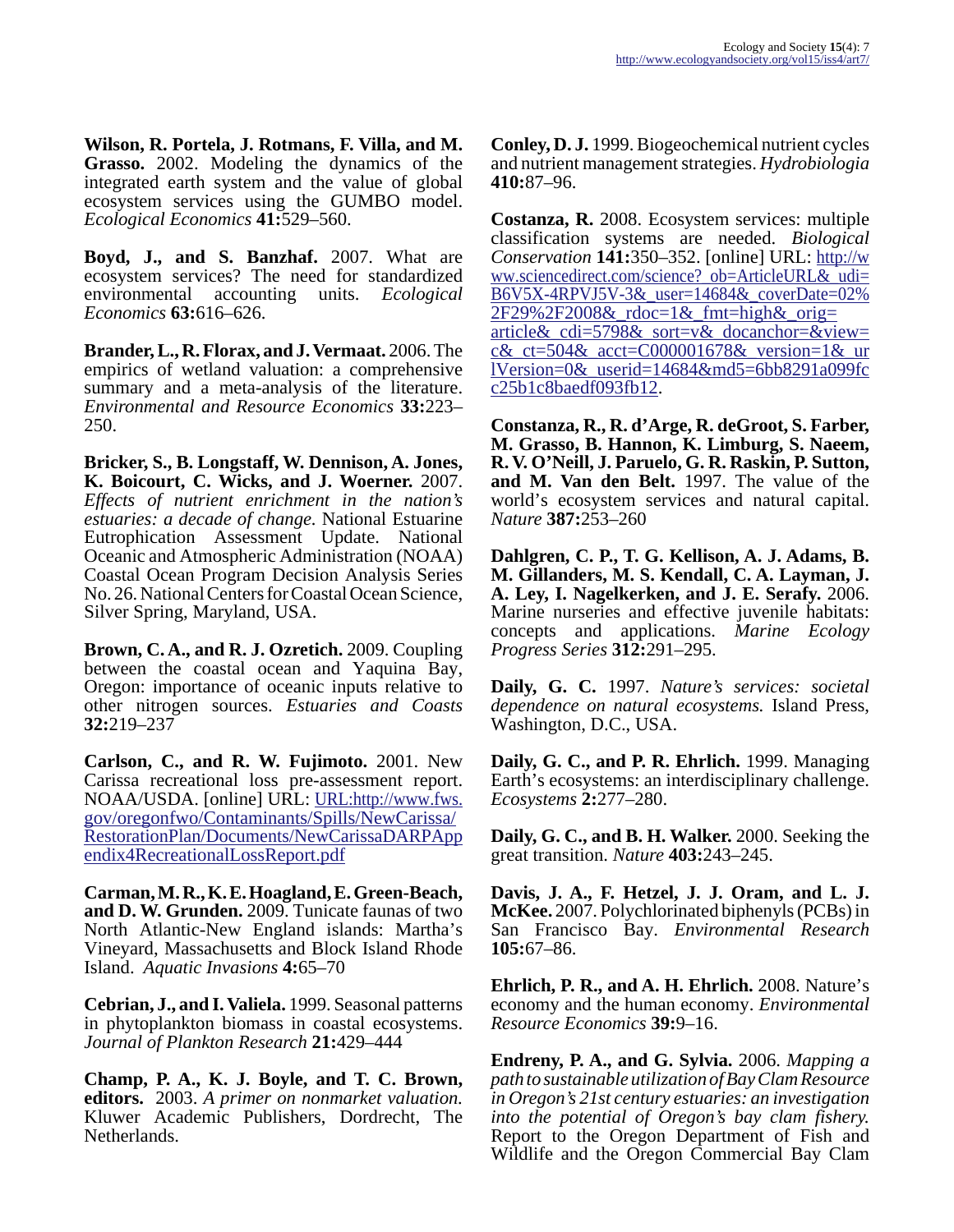**Wilson, R. Portela, J. Rotmans, F. Villa, and M. Grasso.** 2002. Modeling the dynamics of the integrated earth system and the value of global ecosystem services using the GUMBO model. *Ecological Economics* **41:**529–560.

**Boyd, J., and S. Banzhaf.** 2007. What are ecosystem services? The need for standardized environmental accounting units. *Ecological Economics* **63:**616–626.

**Brander, L., R. Florax, and J. Vermaat.** 2006. The empirics of wetland valuation: a comprehensive summary and a meta-analysis of the literature. *Environmental and Resource Economics* **33:**223–250.

**Bricker, S., B. Longstaff, W. Dennison, A. Jones, K. Boicourt, C. Wicks, and J. Woerner.** 2007. *Effects of nutrient enrichment in the nation's estuaries: a decade of change.* National Estuarine Eutrophication Assessment Update. National Oceanic and Atmospheric Administration (NOAA) Coastal Ocean Program Decision Analysis Series No. 26. National Centers for Coastal Ocean Science, Silver Spring, Maryland, USA.

**Brown, C. A., and R. J. Ozretich.** 2009. Coupling between the coastal ocean and Yaquina Bay, Oregon: importance of oceanic inputs relative to other nitrogen sources. *Estuaries and Coasts* **32:**219–237

**Carlson, C., and R. W. Fujimoto.** 2001. New Carissa recreational loss pre-assessment report. NOAA/USDA. [online] URL: URL:http://www.fws.gov/oregonfwo/Contaminants/Spills/NewCarissa/RestorationPlan/Documents/NewCarissaDARPAppendix4RecreationalLossReport.pdf

**Carman, M. R., K. E. Hoagland, E. Green-Beach, and D. W. Grunden.** 2009. Tunicate faunas of two North Atlantic-New England islands: Martha's Vineyard, Massachusetts and Block Island Rhode Island. *Aquatic Invasions* **4:**65–70

**Cebrian, J., and I. Valiela.** 1999. Seasonal patterns in phytoplankton biomass in coastal ecosystems. *Journal of Plankton Research* **21:**429–444

**Champ, P. A., K. J. Boyle, and T. C. Brown, editors.** 2003. *A primer on nonmarket valuation.* Kluwer Academic Publishers, Dordrecht, The Netherlands.

**Conley, D. J.** 1999. Biogeochemical nutrient cycles and nutrient management strategies. *Hydrobiologia* **410:**87–96.

**Costanza, R.** 2008. Ecosystem services: multiple classification systems are needed. *Biological Conservation* **141:**350–352. [online] URL: http://www.sciencedirect.com/science?_ob=ArticleURL&_udi=B6V5X-4RPVJ5V-3&_user=14684&_coverDate=02%2F29%2F2008&_rdoc=1&_fmt=high&_orig=article&_cdi=5798&_sort=v&_docanchor=&view=c&_ct=504&_acct=C000001678&_version=1&_urlVersion=0&_userid=14684&md5=6bb8291a099fcc25b1c8baedf093fb12.

**Constanza, R., R. d'Arge, R. deGroot, S. Farber, M. Grasso, B. Hannon, K. Limburg, S. Naeem, R. V. O'Neill, J. Paruelo, G. R. Raskin, P. Sutton, and M. Van den Belt.** 1997. The value of the world's ecosystem services and natural capital. *Nature* **387:**253–260

**Dahlgren, C. P., T. G. Kellison, A. J. Adams, B. M. Gillanders, M. S. Kendall, C. A. Layman, J. A. Ley, I. Nagelkerken, and J. E. Serafy.** 2006. Marine nurseries and effective juvenile habitats: concepts and applications. *Marine Ecology Progress Series* **312:**291–295.

**Daily, G. C.** 1997. *Nature's services: societal dependence on natural ecosystems.* Island Press, Washington, D.C., USA.

**Daily, G. C., and P. R. Ehrlich.** 1999. Managing Earth's ecosystems: an interdisciplinary challenge. *Ecosystems* **2:**277–280.

**Daily, G. C., and B. H. Walker.** 2000. Seeking the great transition. *Nature* **403:**243–245.

**Davis, J. A., F. Hetzel, J. J. Oram, and L. J. McKee.** 2007. Polychlorinated biphenyls (PCBs) in San Francisco Bay. *Environmental Research* **105:**67–86.

**Ehrlich, P. R., and A. H. Ehrlich.** 2008. Nature's economy and the human economy. *Environmental Resource Economics* **39:**9–16.

**Endreny, P. A., and G. Sylvia.** 2006. *Mapping a path to sustainable utilization of Bay Clam Resource in Oregon's 21st century estuaries: an investigation into the potential of Oregon's bay clam fishery.* Report to the Oregon Department of Fish and Wildlife and the Oregon Commercial Bay Clam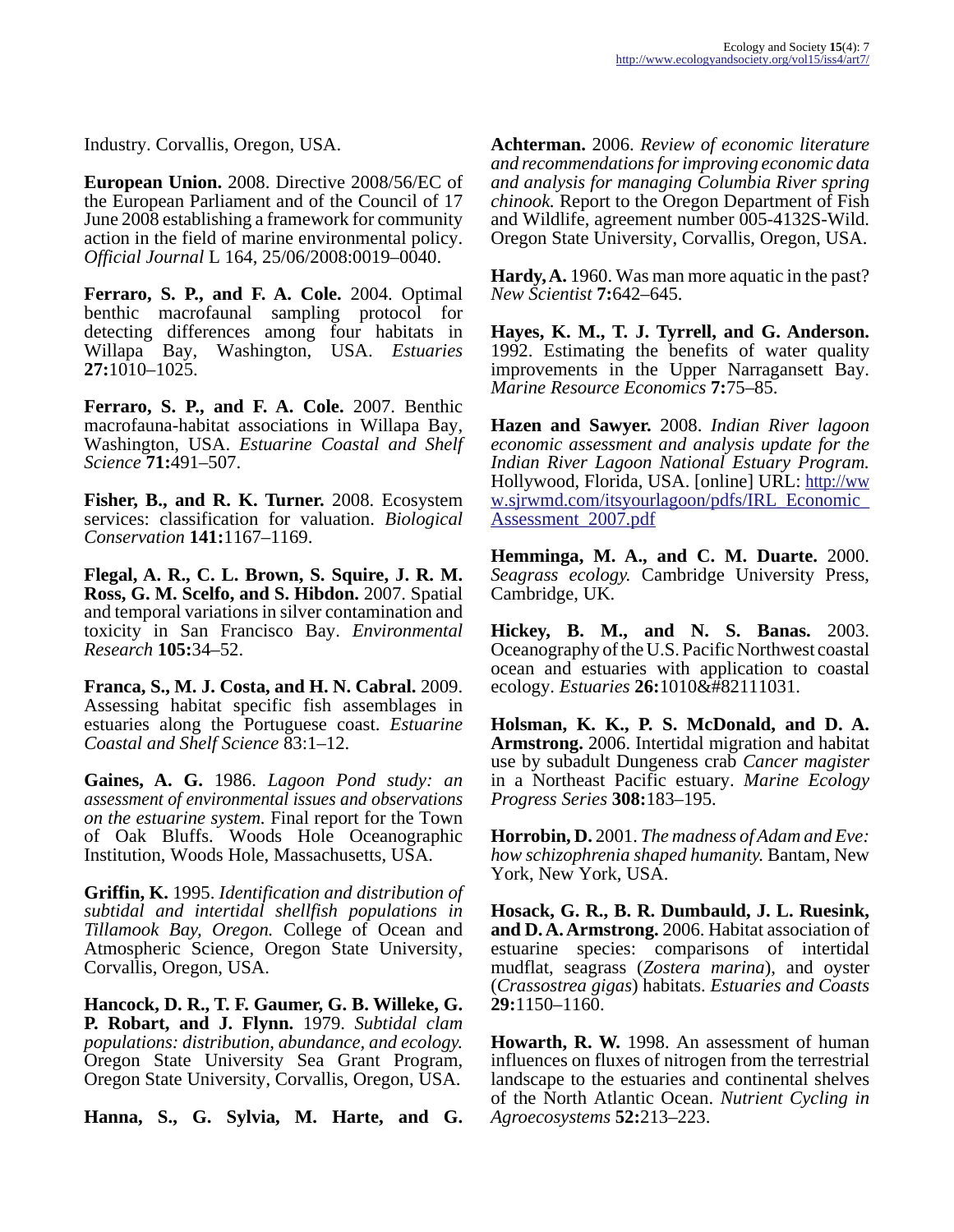Industry. Corvallis, Oregon, USA.

**European Union.** 2008. Directive 2008/56/EC of the European Parliament and of the Council of 17 June 2008 establishing a framework for community action in the field of marine environmental policy. *Official Journal* L 164, 25/06/2008:0019–0040.

**Ferraro, S. P., and F. A. Cole.** 2004. Optimal benthic macrofaunal sampling protocol for detecting differences among four habitats in Willapa Bay, Washington, USA. *Estuaries* **27:**1010–1025.

**Ferraro, S. P., and F. A. Cole.** 2007. Benthic macrofauna-habitat associations in Willapa Bay, Washington, USA. *Estuarine Coastal and Shelf Science* **71:**491–507.

**Fisher, B., and R. K. Turner.** 2008. Ecosystem services: classification for valuation. *Biological Conservation* **141:**1167–1169.

**Flegal, A. R., C. L. Brown, S. Squire, J. R. M. Ross, G. M. Scelfo, and S. Hibdon.** 2007. Spatial and temporal variations in silver contamination and toxicity in San Francisco Bay. *Environmental Research* **105:**34–52.

**Franca, S., M. J. Costa, and H. N. Cabral.** 2009. Assessing habitat specific fish assemblages in estuaries along the Portuguese coast. *Estuarine Coastal and Shelf Science* 83:1–12.

**Gaines, A. G.** 1986. *Lagoon Pond study: an assessment of environmental issues and observations on the estuarine system.* Final report for the Town of Oak Bluffs. Woods Hole Oceanographic Institution, Woods Hole, Massachusetts, USA.

**Griffin, K.** 1995. *Identification and distribution of subtidal and intertidal shellfish populations in Tillamook Bay, Oregon.* College of Ocean and Atmospheric Science, Oregon State University, Corvallis, Oregon, USA.

**Hancock, D. R., T. F. Gaumer, G. B. Willeke, G. P. Robart, and J. Flynn.** 1979. *Subtidal clam populations: distribution, abundance, and ecology.* Oregon State University Sea Grant Program, Oregon State University, Corvallis, Oregon, USA.

**Hanna, S., G. Sylvia, M. Harte, and G. Achterman.** 2006. *Review of economic literature and recommendations for improving economic data and analysis for managing Columbia River spring chinook.* Report to the Oregon Department of Fish and Wildlife, agreement number 005-4132S-Wild. Oregon State University, Corvallis, Oregon, USA.

**Hardy, A.** 1960. Was man more aquatic in the past? *New Scientist* **7:**642–645.

**Hayes, K. M., T. J. Tyrrell, and G. Anderson.** 1992. Estimating the benefits of water quality improvements in the Upper Narragansett Bay. *Marine Resource Economics* **7:**75–85.

**Hazen and Sawyer.** 2008. *Indian River lagoon economic assessment and analysis update for the Indian River Lagoon National Estuary Program.* Hollywood, Florida, USA. [online] URL: http://www.sjrwmd.com/itsyourlagoon/pdfs/IRL_Economic_Assessment_2007.pdf

**Hemminga, M. A., and C. M. Duarte.** 2000. *Seagrass ecology.* Cambridge University Press, Cambridge, UK.

**Hickey, B. M., and N. S. Banas.** 2003. Oceanography of the U.S. Pacific Northwest coastal ocean and estuaries with application to coastal ecology. *Estuaries* **26:**1010&#82111031.

**Holsman, K. K., P. S. McDonald, and D. A. Armstrong.** 2006. Intertidal migration and habitat use by subadult Dungeness crab *Cancer magister* in a Northeast Pacific estuary. *Marine Ecology Progress Series* **308:**183–195.

**Horrobin, D.** 2001. *The madness of Adam and Eve: how schizophrenia shaped humanity.* Bantam, New York, New York, USA.

**Hosack, G. R., B. R. Dumbauld, J. L. Ruesink, and D. A. Armstrong.** 2006. Habitat association of estuarine species: comparisons of intertidal mudflat, seagrass (*Zostera marina*), and oyster (*Crassostrea gigas*) habitats. *Estuaries and Coasts* **29:**1150–1160.

**Howarth, R. W.** 1998. An assessment of human influences on fluxes of nitrogen from the terrestrial landscape to the estuaries and continental shelves of the North Atlantic Ocean. *Nutrient Cycling in Agroecosystems* **52:**213–223.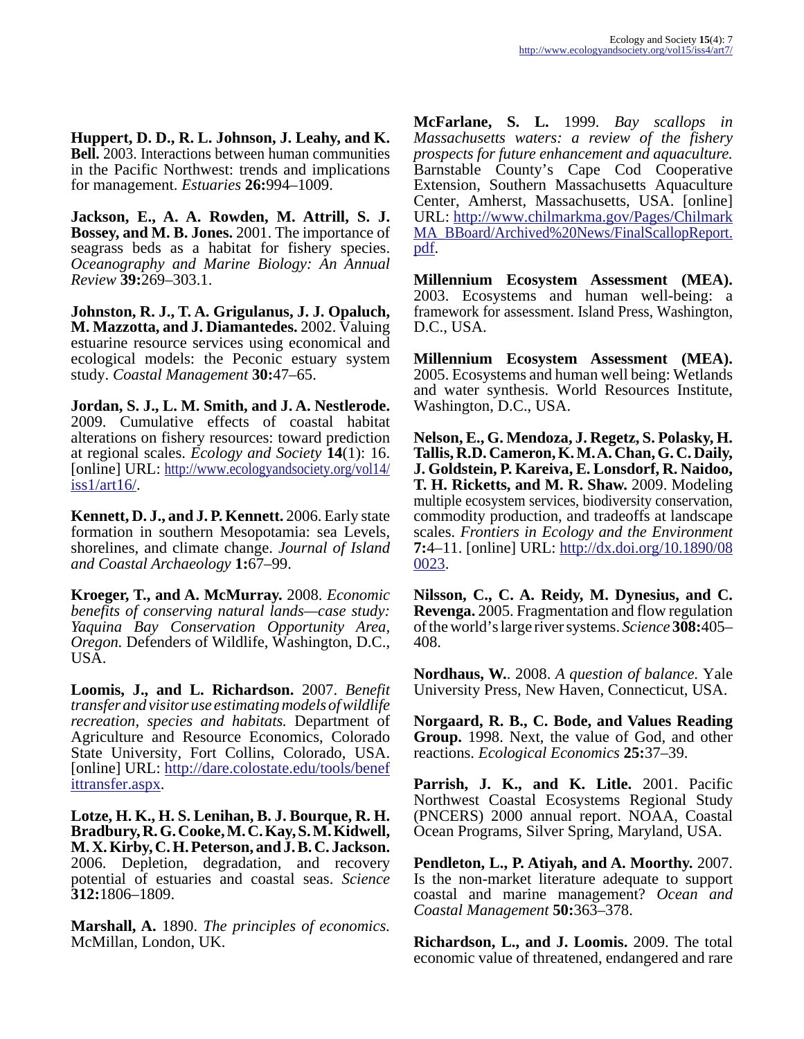**Huppert, D. D., R. L. Johnson, J. Leahy, and K. Bell.** 2003. Interactions between human communities in the Pacific Northwest: trends and implications for management. *Estuaries* **26:**994–1009.

**Jackson, E., A. A. Rowden, M. Attrill, S. J. Bossey, and M. B. Jones.** 2001. The importance of seagrass beds as a habitat for fishery species. *Oceanography and Marine Biology: An Annual Review* **39:**269–303.1.

**Johnston, R. J., T. A. Grigulanus, J. J. Opaluch, M. Mazzotta, and J. Diamantedes.** 2002. Valuing estuarine resource services using economical and ecological models: the Peconic estuary system study. *Coastal Management* **30:**47–65.

**Jordan, S. J., L. M. Smith, and J. A. Nestlerode.** 2009. Cumulative effects of coastal habitat alterations on fishery resources: toward prediction at regional scales. *Ecology and Society* **14**(1): 16. [online] URL: http://www.ecologyandsociety.org/vol14/iss1/art16/.

**Kennett, D. J., and J. P. Kennett.** 2006. Early state formation in southern Mesopotamia: sea Levels, shorelines, and climate change. *Journal of Island and Coastal Archaeology* **1:**67–99.

**Kroeger, T., and A. McMurray.** 2008. *Economic benefits of conserving natural lands—case study: Yaquina Bay Conservation Opportunity Area, Oregon.* Defenders of Wildlife, Washington, D.C., USA.

**Loomis, J., and L. Richardson.** 2007. *Benefit transfer and visitor use estimating models of wildlife recreation, species and habitats.* Department of Agriculture and Resource Economics, Colorado State University, Fort Collins, Colorado, USA. [online] URL: http://dare.colostate.edu/tools/benefittransfer.aspx.

**Lotze, H. K., H. S. Lenihan, B. J. Bourque, R. H. Bradbury, R. G. Cooke, M. C. Kay, S. M. Kidwell, M. X. Kirby, C. H. Peterson, and J. B. C. Jackson.** 2006. Depletion, degradation, and recovery potential of estuaries and coastal seas. *Science* **312:**1806–1809.

**Marshall, A.** 1890. *The principles of economics.* McMillan, London, UK.

**McFarlane, S. L.** 1999. *Bay scallops in Massachusetts waters: a review of the fishery prospects for future enhancement and aquaculture.* Barnstable County's Cape Cod Cooperative Extension, Southern Massachusetts Aquaculture Center, Amherst, Massachusetts, USA. [online] URL: http://www.chilmarkma.gov/Pages/ChilmarkMA_BBoard/Archived%20News/FinalScallopReport.pdf.

**Millennium Ecosystem Assessment (MEA).** 2003. Ecosystems and human well-being: a framework for assessment. Island Press, Washington, D.C., USA.

**Millennium Ecosystem Assessment (MEA).** 2005. Ecosystems and human well being: Wetlands and water synthesis. World Resources Institute, Washington, D.C., USA.

**Nelson, E., G. Mendoza, J. Regetz, S. Polasky, H. Tallis, R.D. Cameron, K. M. A. Chan, G. C. Daily, J. Goldstein, P. Kareiva, E. Lonsdorf, R. Naidoo, T. H. Ricketts, and M. R. Shaw.** 2009. Modeling multiple ecosystem services, biodiversity conservation, commodity production, and tradeoffs at landscape scales. *Frontiers in Ecology and the Environment* **7:**4–11. [online] URL: http://dx.doi.org/10.1890/080023.

**Nilsson, C., C. A. Reidy, M. Dynesius, and C. Revenga.** 2005. Fragmentation and flow regulation of the world's large river systems. *Science* **308:**405–408.

**Nordhaus, W.**. 2008. *A question of balance.* Yale University Press, New Haven, Connecticut, USA.

**Norgaard, R. B., C. Bode, and Values Reading Group.** 1998. Next, the value of God, and other reactions. *Ecological Economics* **25:**37–39.

**Parrish, J. K., and K. Litle.** 2001. Pacific Northwest Coastal Ecosystems Regional Study (PNCERS) 2000 annual report. NOAA, Coastal Ocean Programs, Silver Spring, Maryland, USA.

**Pendleton, L., P. Atiyah, and A. Moorthy.** 2007. Is the non-market literature adequate to support coastal and marine management? *Ocean and Coastal Management* **50:**363–378.

**Richardson, L., and J. Loomis.** 2009. The total economic value of threatened, endangered and rare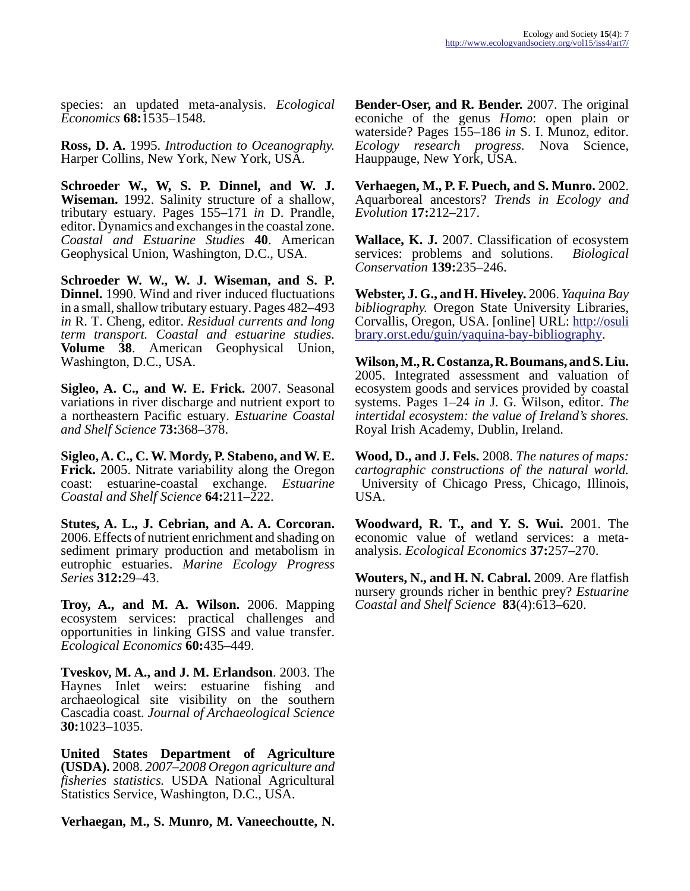species: an updated meta-analysis. *Ecological Economics* **68:**1535–1548.

**Ross, D. A.** 1995. *Introduction to Oceanography.* Harper Collins, New York, New York, USA.

**Schroeder W., W, S. P. Dinnel, and W. J. Wiseman.** 1992. Salinity structure of a shallow, tributary estuary. Pages 155–171 *in* D. Prandle, editor. Dynamics and exchanges in the coastal zone. *Coastal and Estuarine Studies* **40**. American Geophysical Union, Washington, D.C., USA.

**Schroeder W. W., W. J. Wiseman, and S. P. Dinnel.** 1990. Wind and river induced fluctuations in a small, shallow tributary estuary. Pages 482–493 *in* R. T. Cheng, editor. *Residual currents and long term transport. Coastal and estuarine studies.* **Volume 38**. American Geophysical Union, Washington, D.C., USA.

**Sigleo, A. C., and W. E. Frick.** 2007. Seasonal variations in river discharge and nutrient export to a northeastern Pacific estuary. *Estuarine Coastal and Shelf Science* **73:**368–378.

**Sigleo, A. C., C. W. Mordy, P. Stabeno, and W. E. Frick.** 2005. Nitrate variability along the Oregon coast: estuarine-coastal exchange. *Estuarine Coastal and Shelf Science* **64:**211–222.

**Stutes, A. L., J. Cebrian, and A. A. Corcoran.** 2006. Effects of nutrient enrichment and shading on sediment primary production and metabolism in eutrophic estuaries. *Marine Ecology Progress Series* **312:**29–43.

**Troy, A., and M. A. Wilson.** 2006. Mapping ecosystem services: practical challenges and opportunities in linking GISS and value transfer. *Ecological Economics* **60:**435–449.

**Tveskov, M. A., and J. M. Erlandson**. 2003. The Haynes Inlet weirs: estuarine fishing and archaeological site visibility on the southern Cascadia coast. *Journal of Archaeological Science* **30:**1023–1035.

**United States Department of Agriculture (USDA).** 2008. *2007–2008 Oregon agriculture and fisheries statistics.* USDA National Agricultural Statistics Service, Washington, D.C., USA.

**Verhaegan, M., S. Munro, M. Vaneechoutte, N. Bender-Oser, and R. Bender.** 2007. The original econiche of the genus *Homo*: open plain or waterside? Pages 155–186 *in* S. I. Munoz, editor. *Ecology research progress.* Nova Science, Hauppauge, New York, USA.

**Verhaegen, M., P. F. Puech, and S. Munro.** 2002. Aquarboreal ancestors? *Trends in Ecology and Evolution* **17:**212–217.

**Wallace, K. J.** 2007. Classification of ecosystem services: problems and solutions. *Biological Conservation* **139:**235–246.

**Webster, J. G., and H. Hiveley.** 2006. *Yaquina Bay bibliography.* Oregon State University Libraries, Corvallis, Oregon, USA. [online] URL: http://osulibrary.orst.edu/guin/yaquina-bay-bibliography.

**Wilson, M., R. Costanza, R. Boumans, and S. Liu.** 2005. Integrated assessment and valuation of ecosystem goods and services provided by coastal systems. Pages 1–24 *in* J. G. Wilson, editor. *The intertidal ecosystem: the value of Ireland's shores.* Royal Irish Academy, Dublin, Ireland.

**Wood, D., and J. Fels.** 2008. *The natures of maps: cartographic constructions of the natural world.* University of Chicago Press, Chicago, Illinois, USA.

**Woodward, R. T., and Y. S. Wui.** 2001. The economic value of wetland services: a meta-analysis. *Ecological Economics* **37:**257–270.

**Wouters, N., and H. N. Cabral.** 2009. Are flatfish nursery grounds richer in benthic prey? *Estuarine Coastal and Shelf Science* **83**(4):613–620.